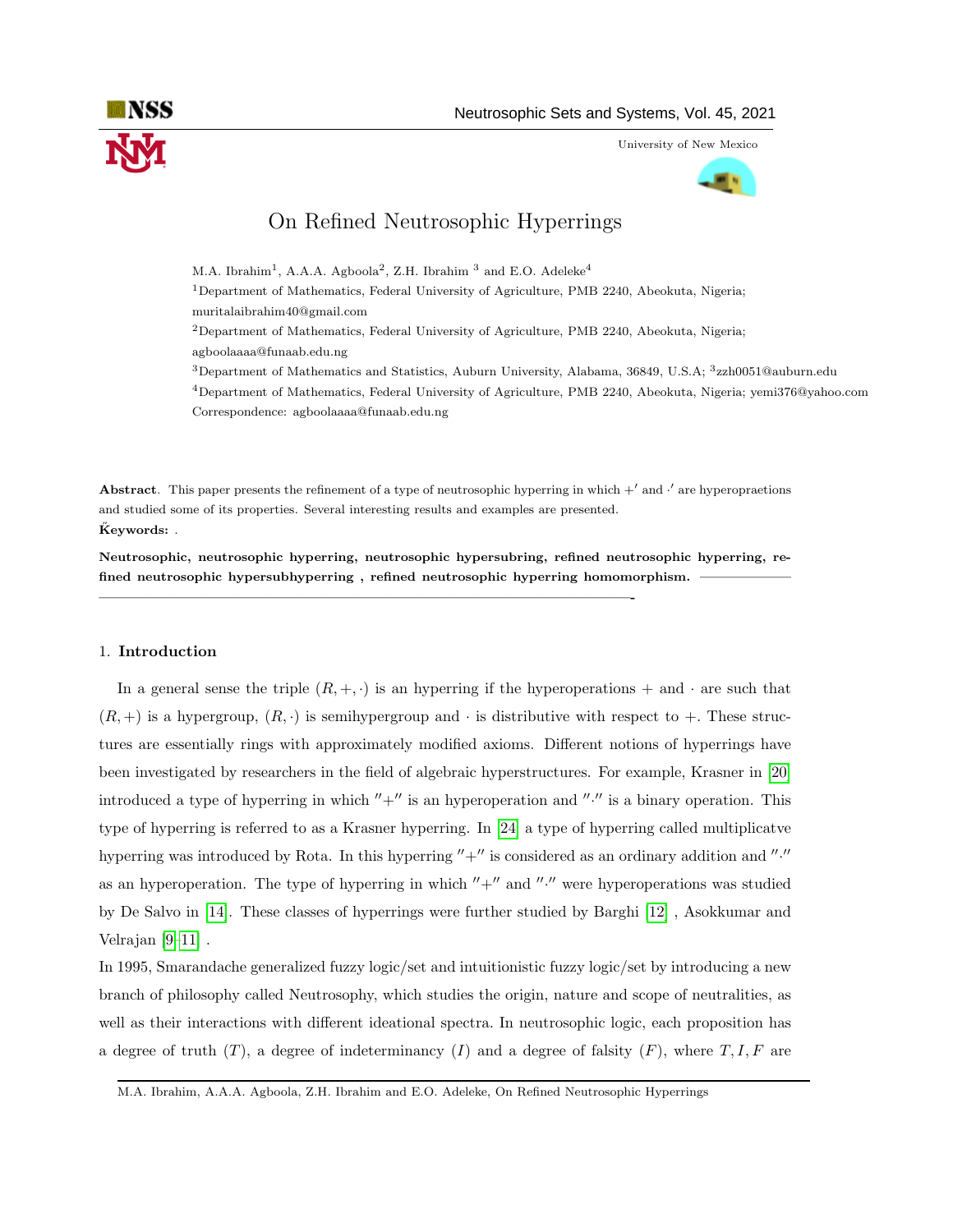University of New Mexico

# On Refined Neutrosophic Hyperrings

M.A. Ibrahim[1], A.A.A. Agboola[2], Z.H. Ibrahim [3] and E.O. Adeleke[4]

[1]Department of Mathematics, Federal University of Agriculture, PMB 2240, Abeokuta, Nigeria; muritalaibrahim40@gmail.com

[2]Department of Mathematics, Federal University of Agriculture, PMB 2240, Abeokuta, Nigeria; agboolaaaa@funaab.edu.ng

[3]Department of Mathematics and Statistics, Auburn University, Alabama, 36849, U.S.A; [3]zzh0051@auburn.edu

[4]Department of Mathematics, Federal University of Agriculture, PMB 2240, Abeokuta, Nigeria; yemi376@yahoo.com

Correspondence: agboolaaaa@funaab.edu.ng

**Abstract**. This paper presents the refinement of a type of neutrosophic hyperring in which $+'$ and $\cdot'$ are hyperopraetions and studied some of its properties. Several interesting results and examples are presented.

**Keywords:** .

**Neutrosophic, neutrosophic hyperring, neutrosophic hypersubring, refined neutrosophic hyperring, refined neutrosophic hypersubhyperring , refined neutrosophic hyperring homomorphism.**

## 1. Introduction

In a general sense the triple $(R, +, \cdot)$ is an hyperring if the hyperoperations $+$ and $\cdot$ are such that $(R, +)$ is a hypergroup, $(R, \cdot)$ is semihypergroup and $\cdot$ is distributive with respect to $+$. These structures are essentially rings with approximately modified axioms. Different notions of hyperrings have been investigated by researchers in the field of algebraic hyperstructures. For example, Krasner in [20] introduced a type of hyperring in which $''+''$ is an hyperoperation and $''\cdot''$ is a binary operation. This type of hyperring is referred to as a Krasner hyperring. In [24] a type of hyperring called multiplicatve hyperring was introduced by Rota. In this hyperring $''+''$ is considered as an ordinary addition and $''\cdot''$ as an hyperoperation. The type of hyperring in which $''+''$ and $''\cdot''$ were hyperoperations was studied by De Salvo in [14]. These classes of hyperrings were further studied by Barghi [12] , Asokkumar and Velrajan [9–11] .

In 1995, Smarandache generalized fuzzy logic/set and intuitionistic fuzzy logic/set by introducing a new branch of philosophy called Neutrosophy, which studies the origin, nature and scope of neutralities, as well as their interactions with different ideational spectra. In neutrosophic logic, each proposition has a degree of truth $(T)$, a degree of indeterminancy $(I)$ and a degree of falsity $(F)$, where $T, I, F$ are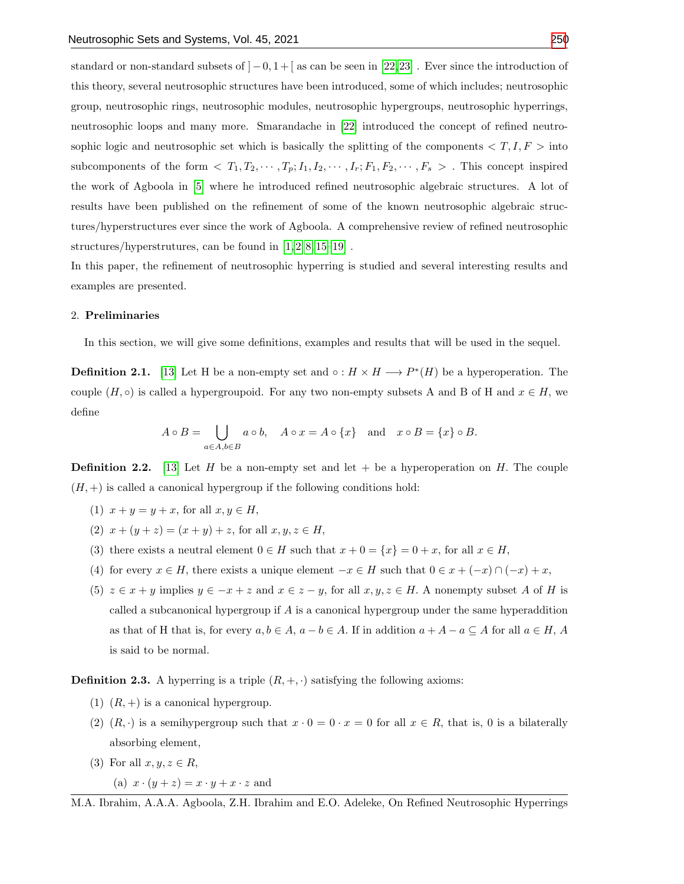standard or non-standard subsets of $]-0,1+[$ as can be seen in [22,23] . Ever since the introduction of this theory, several neutrosophic structures have been introduced, some of which includes; neutrosophic group, neutrosophic rings, neutrosophic modules, neutrosophic hypergroups, neutrosophic hyperrings, neutrosophic loops and many more. Smarandache in [22] introduced the concept of refined neutrosophic logic and neutrosophic set which is basically the splitting of the components $< T, I, F >$ into subcomponents of the form $< T_1, T_2, \cdots, T_p; I_1, I_2, \cdots, I_r; F_1, F_2, \cdots, F_s >$ . This concept inspired the work of Agboola in [5] where he introduced refined neutrosophic algebraic structures. A lot of results have been published on the refinement of some of the known neutrosophic algebraic structures/hyperstructures ever since the work of Agboola. A comprehensive review of refined neutrosophic structures/hyperstrutures, can be found in [1,2,8,15–19] .

In this paper, the refinement of neutrosophic hyperring is studied and several interesting results and examples are presented.

## 2. Preliminaries

In this section, we will give some definitions, examples and results that will be used in the sequel.

**Definition 2.1.** [13] Let H be a non-empty set and $\circ : H \times H \longrightarrow P^*(H)$ be a hyperoperation. The couple $(H, \circ)$ is called a hypergroupoid. For any two non-empty subsets A and B of H and $x \in H$, we define

$$A \circ B = \bigcup_{a \in A, b \in B} a \circ b, \quad A \circ x = A \circ \{x\} \quad \text{and} \quad x \circ B = \{x\} \circ B.$$

**Definition 2.2.** [13] Let $H$ be a non-empty set and let $+$ be a hyperoperation on $H$. The couple $(H, +)$ is called a canonical hypergroup if the following conditions hold:

1. $x + y = y + x$, for all $x, y \in H$,
2. $x + (y + z) = (x + y) + z$, for all $x, y, z \in H$,
3. there exists a neutral element $0 \in H$ such that $x + 0 = \{x\} = 0 + x$, for all $x \in H$,
4. for every $x \in H$, there exists a unique element $-x \in H$ such that $0 \in x + (-x) \cap (-x) + x$,
5. $z \in x + y$ implies $y \in -x + z$ and $x \in z - y$, for all $x, y, z \in H$. A nonempty subset $A$ of $H$ is called a subcanonical hypergroup if $A$ is a canonical hypergroup under the same hyperaddition as that of H that is, for every $a, b \in A$, $a - b \in A$. If in addition $a + A - a \subseteq A$ for all $a \in H$, $A$ is said to be normal.

**Definition 2.3.** A hyperring is a triple $(R, +, \cdot)$ satisfying the following axioms:

1. $(R, +)$ is a canonical hypergroup.
2. $(R, \cdot)$ is a semihypergroup such that $x \cdot 0 = 0 \cdot x = 0$ for all $x \in R$, that is, 0 is a bilaterally absorbing element,
3. For all $x, y, z \in R$,
   (a) $x \cdot (y + z) = x \cdot y + x \cdot z$ and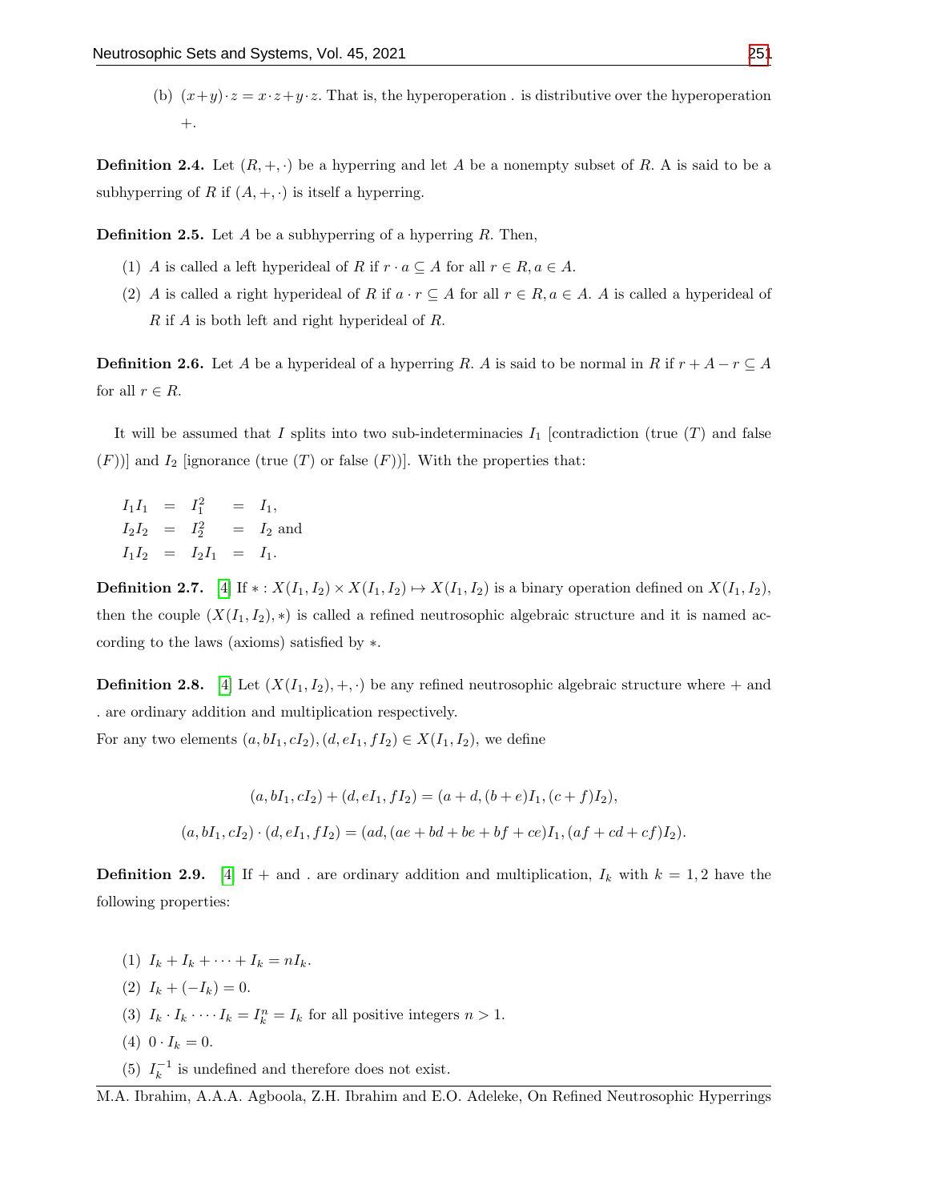(b) $(x+y)\cdot z = x\cdot z + y\cdot z$. That is, the hyperoperation . is distributive over the hyperoperation $+$.

**Definition 2.4.** Let $(R, +, \cdot)$ be a hyperring and let $A$ be a nonempty subset of $R$. A is said to be a subhyperring of $R$ if $(A, +, \cdot)$ is itself a hyperring.

**Definition 2.5.** Let $A$ be a subhyperring of a hyperring $R$. Then,

(1) $A$ is called a left hyperideal of $R$ if $r \cdot a \subseteq A$ for all $r \in R, a \in A$.

(2) $A$ is called a right hyperideal of $R$ if $a \cdot r \subseteq A$ for all $r \in R, a \in A$. $A$ is called a hyperideal of $R$ if $A$ is both left and right hyperideal of $R$.

**Definition 2.6.** Let $A$ be a hyperideal of a hyperring $R$. $A$ is said to be normal in $R$ if $r + A - r \subseteq A$ for all $r \in R$.

It will be assumed that $I$ splits into two sub-indeterminacies $I_1$ [contradiction (true ($T$) and false ($F$))] and $I_2$ [ignorance (true ($T$) or false ($F$))]. With the properties that:

$$
\begin{aligned}
I_1 I_1 &= I_1^2 = I_1, \\
I_2 I_2 &= I_2^2 = I_2 \text{ and} \\
I_1 I_2 &= I_2 I_1 = I_1.
\end{aligned}
$$

**Definition 2.7.** [4] If $* : X(I_1, I_2) \times X(I_1, I_2) \mapsto X(I_1, I_2)$ is a binary operation defined on $X(I_1, I_2)$, then the couple $(X(I_1, I_2), *)$ is called a refined neutrosophic algebraic structure and it is named according to the laws (axioms) satisfied by $*$.

**Definition 2.8.** [4] Let $(X(I_1, I_2), +, \cdot)$ be any refined neutrosophic algebraic structure where $+$ and . are ordinary addition and multiplication respectively.
For any two elements $(a, bI_1, cI_2), (d, eI_1, fI_2) \in X(I_1, I_2)$, we define

$$
(a, bI_1, cI_2) + (d, eI_1, fI_2) = (a + d, (b + e)I_1, (c + f)I_2),
$$

$$
(a, bI_1, cI_2) \cdot (d, eI_1, fI_2) = (ad, (ae + bd + be + bf + ce)I_1, (af + cd + cf)I_2).
$$

**Definition 2.9.** [4] If $+$ and . are ordinary addition and multiplication, $I_k$ with $k = 1, 2$ have the following properties:

(1) $I_k + I_k + \cdots + I_k = nI_k$.

(2) $I_k + (-I_k) = 0$.

(3) $I_k \cdot I_k \cdot \cdots \cdot I_k = I_k^n = I_k$ for all positive integers $n > 1$.

(4) $0 \cdot I_k = 0$.

(5) $I_k^{-1}$ is undefined and therefore does not exist.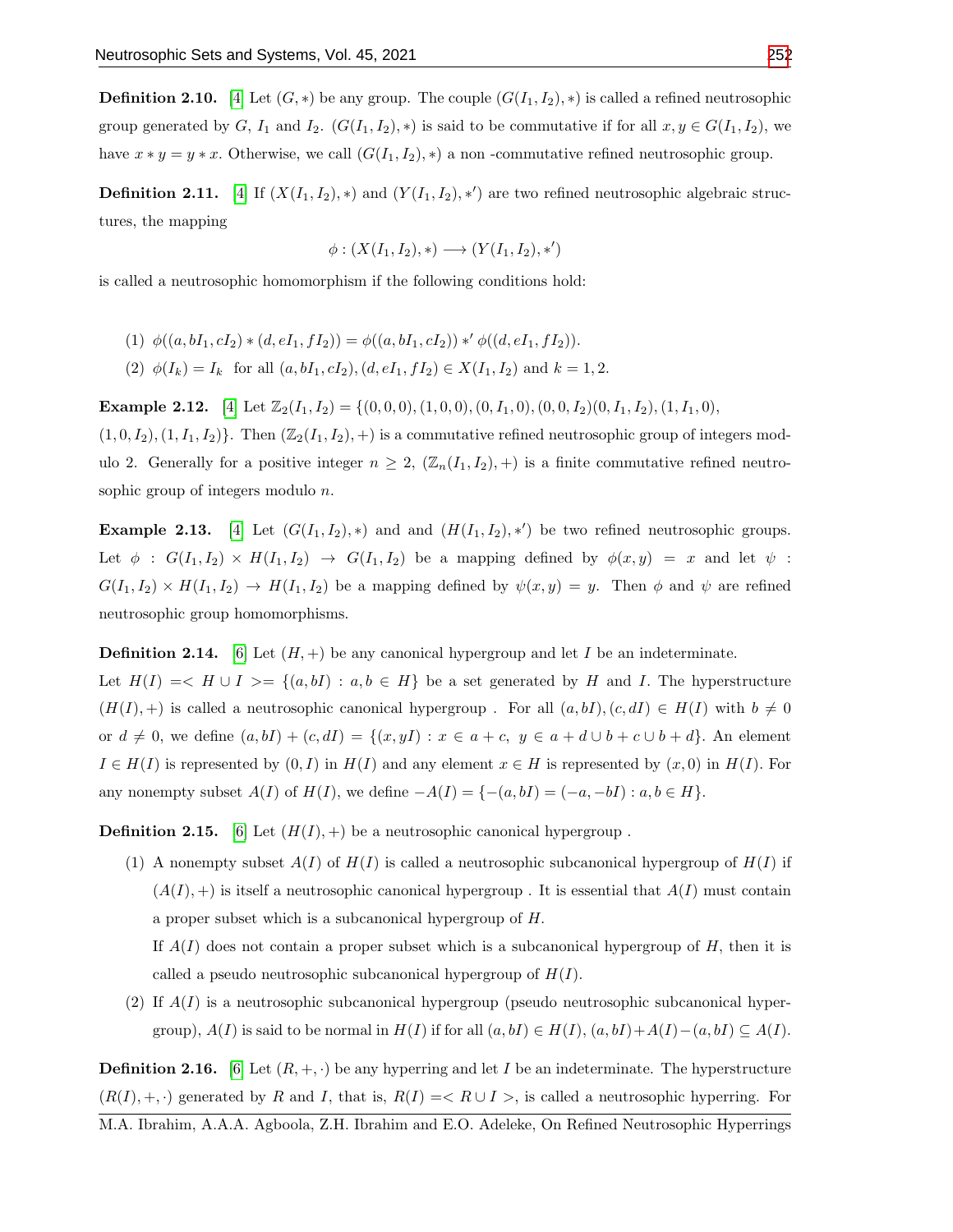**Definition 2.10.** [4] Let $(G, *)$ be any group. The couple $(G(I_1, I_2), *)$ is called a refined neutrosophic group generated by $G$, $I_1$ and $I_2$. $(G(I_1, I_2), *)$ is said to be commutative if for all $x, y \in G(I_1, I_2)$, we have $x * y = y * x$. Otherwise, we call $(G(I_1, I_2), *)$ a non -commutative refined neutrosophic group.

**Definition 2.11.** [4] If $(X(I_1, I_2), *)$ and $(Y(I_1, I_2), *')$ are two refined neutrosophic algebraic structures, the mapping

$$\phi : (X(I_1, I_2), *) \longrightarrow (Y(I_1, I_2), *')$$

is called a neutrosophic homomorphism if the following conditions hold:

(1) $\phi((a, bI_1, cI_2) * (d, eI_1, fI_2)) = \phi((a, bI_1, cI_2)) *' \phi((d, eI_1, fI_2))$.

(2) $\phi(I_k) = I_k$ for all $(a, bI_1, cI_2), (d, eI_1, fI_2) \in X(I_1, I_2)$ and $k = 1, 2$.

**Example 2.12.** [4] Let $\mathbb{Z}_2(I_1, I_2) = \{(0, 0, 0), (1, 0, 0), (0, I_1, 0), (0, 0, I_2)(0, I_1, I_2), (1, I_1, 0), (1, 0, I_2), (1, I_1, I_2)\}$. Then $(\mathbb{Z}_2(I_1, I_2), +)$ is a commutative refined neutrosophic group of integers modulo 2. Generally for a positive integer $n \geq 2$, $(\mathbb{Z}_n(I_1, I_2), +)$ is a finite commutative refined neutrosophic group of integers modulo $n$.

**Example 2.13.** [4] Let $(G(I_1, I_2), *)$ and and $(H(I_1, I_2), *')$ be two refined neutrosophic groups. Let $\phi : G(I_1, I_2) \times H(I_1, I_2) \rightarrow G(I_1, I_2)$ be a mapping defined by $\phi(x, y) = x$ and let $\psi : G(I_1, I_2) \times H(I_1, I_2) \rightarrow H(I_1, I_2)$ be a mapping defined by $\psi(x, y) = y$. Then $\phi$ and $\psi$ are refined neutrosophic group homomorphisms.

**Definition 2.14.** [6] Let $(H, +)$ be any canonical hypergroup and let $I$ be an indeterminate. Let $H(I) =< H \cup I >= \{(a, bI) : a, b \in H\}$ be a set generated by $H$ and $I$. The hyperstructure $(H(I), +)$ is called a neutrosophic canonical hypergroup . For all $(a, bI), (c, dI) \in H(I)$ with $b \neq 0$ or $d \neq 0$, we define $(a, bI) + (c, dI) = \{(x, yI) : x \in a + c,\ y \in a + d \cup b + c \cup b + d\}$. An element $I \in H(I)$ is represented by $(0, I)$ in $H(I)$ and any element $x \in H$ is represented by $(x, 0)$ in $H(I)$. For any nonempty subset $A(I)$ of $H(I)$, we define $-A(I) = \{-(a, bI) = (-a, -bI) : a, b \in H\}$.

**Definition 2.15.** [6] Let $(H(I), +)$ be a neutrosophic canonical hypergroup .

(1) A nonempty subset $A(I)$ of $H(I)$ is called a neutrosophic subcanonical hypergroup of $H(I)$ if $(A(I), +)$ is itself a neutrosophic canonical hypergroup . It is essential that $A(I)$ must contain a proper subset which is a subcanonical hypergroup of $H$.

If $A(I)$ does not contain a proper subset which is a subcanonical hypergroup of $H$, then it is called a pseudo neutrosophic subcanonical hypergroup of $H(I)$.

(2) If $A(I)$ is a neutrosophic subcanonical hypergroup (pseudo neutrosophic subcanonical hypergroup), $A(I)$ is said to be normal in $H(I)$ if for all $(a, bI) \in H(I)$, $(a, bI) + A(I) - (a, bI) \subseteq A(I)$.

**Definition 2.16.** [6] Let $(R, +, \cdot)$ be any hyperring and let $I$ be an indeterminate. The hyperstructure $(R(I), +, \cdot)$ generated by $R$ and $I$, that is, $R(I) =< R \cup I >$, is called a neutrosophic hyperring. For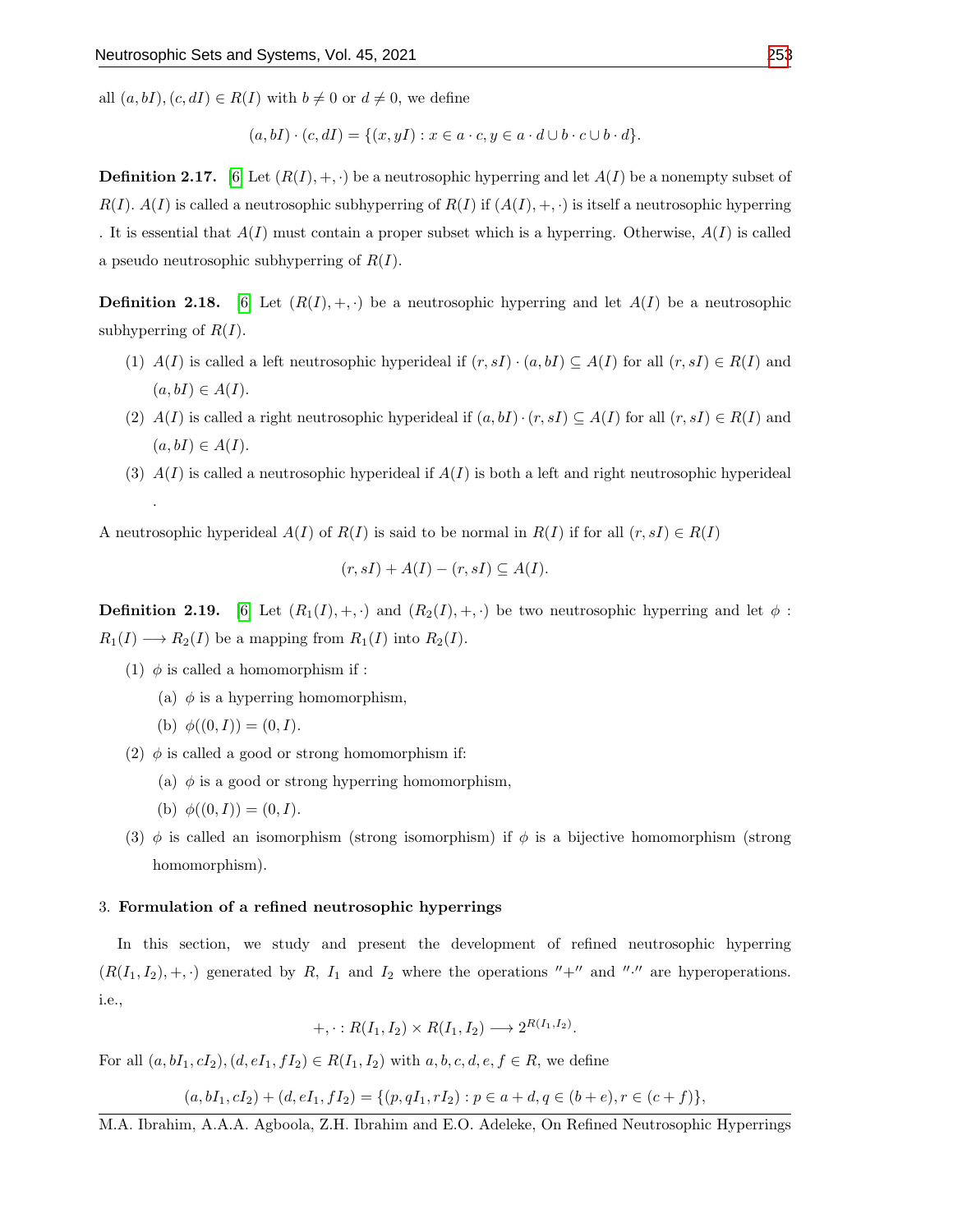all $(a, bI), (c, dI) \in R(I)$ with $b \neq 0$ or $d \neq 0$, we define

$$(a, bI) \cdot (c, dI) = \{(x, yI) : x \in a \cdot c, y \in a \cdot d \cup b \cdot c \cup b \cdot d\}.$$

**Definition 2.17.** [6] Let $(R(I), +, \cdot)$ be a neutrosophic hyperring and let $A(I)$ be a nonempty subset of $R(I)$. $A(I)$ is called a neutrosophic subhyperring of $R(I)$ if $(A(I), +, \cdot)$ is itself a neutrosophic hyperring . It is essential that $A(I)$ must contain a proper subset which is a hyperring. Otherwise, $A(I)$ is called a pseudo neutrosophic subhyperring of $R(I)$.

**Definition 2.18.** [6] Let $(R(I), +, \cdot)$ be a neutrosophic hyperring and let $A(I)$ be a neutrosophic subhyperring of $R(I)$.

(1) $A(I)$ is called a left neutrosophic hyperideal if $(r, sI) \cdot (a, bI) \subseteq A(I)$ for all $(r, sI) \in R(I)$ and $(a, bI) \in A(I)$.

(2) $A(I)$ is called a right neutrosophic hyperideal if $(a, bI) \cdot (r, sI) \subseteq A(I)$ for all $(r, sI) \in R(I)$ and $(a, bI) \in A(I)$.

(3) $A(I)$ is called a neutrosophic hyperideal if $A(I)$ is both a left and right neutrosophic hyperideal .

A neutrosophic hyperideal $A(I)$ of $R(I)$ is said to be normal in $R(I)$ if for all $(r, sI) \in R(I)$

$$(r, sI) + A(I) - (r, sI) \subseteq A(I).$$

**Definition 2.19.** [6] Let $(R_1(I), +, \cdot)$ and $(R_2(I), +, \cdot)$ be two neutrosophic hyperring and let $\phi : R_1(I) \longrightarrow R_2(I)$ be a mapping from $R_1(I)$ into $R_2(I)$.

(1) $\phi$ is called a homomorphism if :
   (a) $\phi$ is a hyperring homomorphism,
   (b) $\phi((0, I)) = (0, I)$.

(2) $\phi$ is called a good or strong homomorphism if:
   (a) $\phi$ is a good or strong hyperring homomorphism,
   (b) $\phi((0, I)) = (0, I)$.

(3) $\phi$ is called an isomorphism (strong isomorphism) if $\phi$ is a bijective homomorphism (strong homomorphism).

## 3. Formulation of a refined neutrosophic hyperrings

In this section, we study and present the development of refined neutrosophic hyperring $(R(I_1, I_2), +, \cdot)$ generated by $R$, $I_1$ and $I_2$ where the operations $''+''$ and $''\cdot''$ are hyperoperations. i.e.,

$$+, \cdot : R(I_1, I_2) \times R(I_1, I_2) \longrightarrow 2^{R(I_1, I_2)}.$$

For all $(a, bI_1, cI_2), (d, eI_1, fI_2) \in R(I_1, I_2)$ with $a, b, c, d, e, f \in R$, we define

$$(a, bI_1, cI_2) + (d, eI_1, fI_2) = \{(p, qI_1, rI_2) : p \in a + d, q \in (b + e), r \in (c + f)\},$$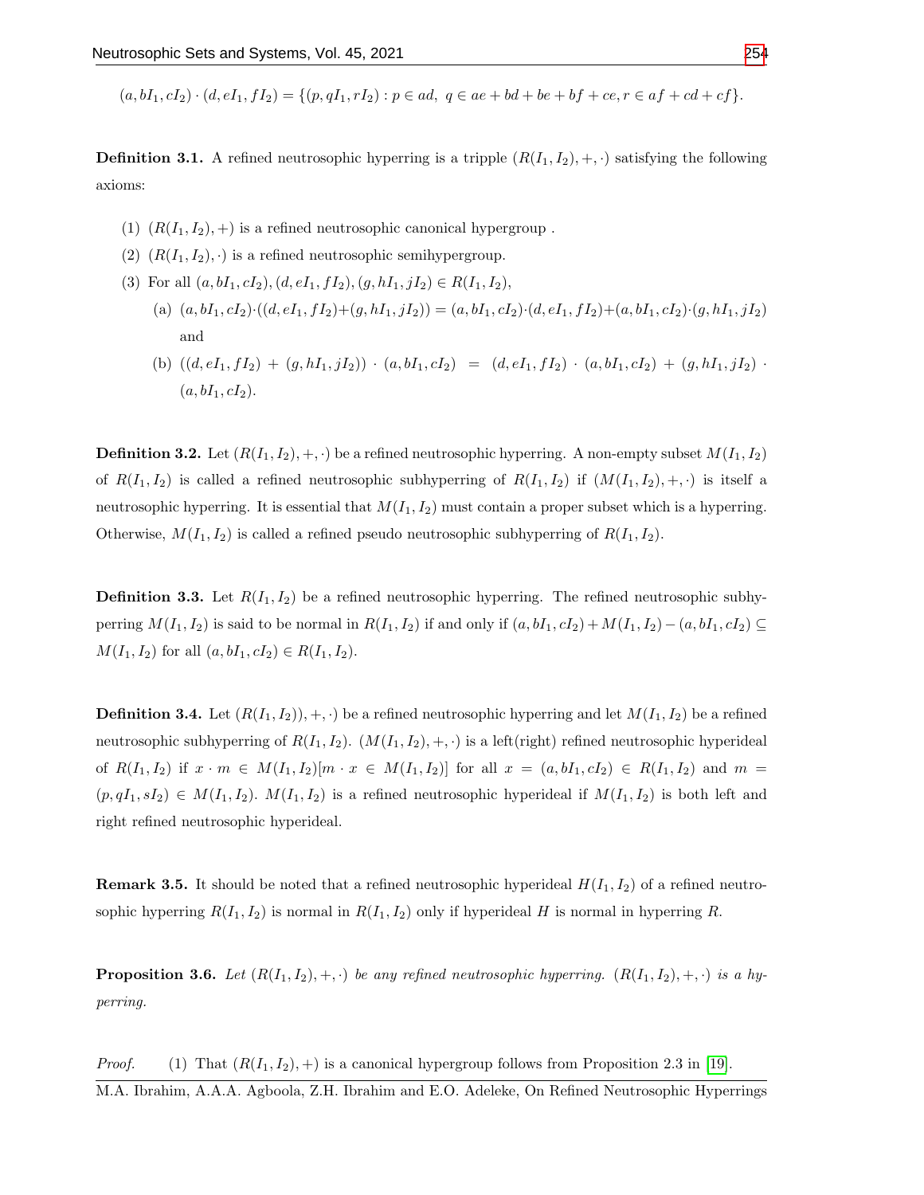$$(a, bI_1, cI_2) \cdot (d, eI_1, fI_2) = \{(p, qI_1, rI_2) : p \in ad,\ q \in ae + bd + be + bf + ce, r \in af + cd + cf\}.$$

**Definition 3.1.** A refined neutrosophic hyperring is a tripple $(R(I_1, I_2), +, \cdot)$ satisfying the following axioms:

(1) $(R(I_1, I_2), +)$ is a refined neutrosophic canonical hypergroup .

(2) $(R(I_1, I_2), \cdot)$ is a refined neutrosophic semihypergroup.

(3) For all $(a, bI_1, cI_2), (d, eI_1, fI_2), (g, hI_1, jI_2) \in R(I_1, I_2)$,

   (a) $(a, bI_1, cI_2) \cdot ((d, eI_1, fI_2) + (g, hI_1, jI_2)) = (a, bI_1, cI_2) \cdot (d, eI_1, fI_2) + (a, bI_1, cI_2) \cdot (g, hI_1, jI_2)$ and

   (b) $((d, eI_1, fI_2) + (g, hI_1, jI_2)) \cdot (a, bI_1, cI_2) = (d, eI_1, fI_2) \cdot (a, bI_1, cI_2) + (g, hI_1, jI_2) \cdot (a, bI_1, cI_2)$.

**Definition 3.2.** Let $(R(I_1, I_2), +, \cdot)$ be a refined neutrosophic hyperring. A non-empty subset $M(I_1, I_2)$ of $R(I_1, I_2)$ is called a refined neutrosophic subhyperring of $R(I_1, I_2)$ if $(M(I_1, I_2), +, \cdot)$ is itself a neutrosophic hyperring. It is essential that $M(I_1, I_2)$ must contain a proper subset which is a hyperring. Otherwise, $M(I_1, I_2)$ is called a refined pseudo neutrosophic subhyperring of $R(I_1, I_2)$.

**Definition 3.3.** Let $R(I_1, I_2)$ be a refined neutrosophic hyperring. The refined neutrosophic subhyperring $M(I_1, I_2)$ is said to be normal in $R(I_1, I_2)$ if and only if $(a, bI_1, cI_2) + M(I_1, I_2) - (a, bI_1, cI_2) \subseteq M(I_1, I_2)$ for all $(a, bI_1, cI_2) \in R(I_1, I_2)$.

**Definition 3.4.** Let $(R(I_1, I_2)), +, \cdot)$ be a refined neutrosophic hyperring and let $M(I_1, I_2)$ be a refined neutrosophic subhyperring of $R(I_1, I_2)$. $(M(I_1, I_2), +, \cdot)$ is a left(right) refined neutrosophic hyperideal of $R(I_1, I_2)$ if $x \cdot m \in M(I_1, I_2)[m \cdot x \in M(I_1, I_2)]$ for all $x = (a, bI_1, cI_2) \in R(I_1, I_2)$ and $m = (p, qI_1, sI_2) \in M(I_1, I_2)$. $M(I_1, I_2)$ is a refined neutrosophic hyperideal if $M(I_1, I_2)$ is both left and right refined neutrosophic hyperideal.

**Remark 3.5.** It should be noted that a refined neutrosophic hyperideal $H(I_1, I_2)$ of a refined neutrosophic hyperring $R(I_1, I_2)$ is normal in $R(I_1, I_2)$ only if hyperideal $H$ is normal in hyperring $R$.

**Proposition 3.6.** *Let $(R(I_1, I_2), +, \cdot)$ be any refined neutrosophic hyperring. $(R(I_1, I_2), +, \cdot)$ is a hyperring.*

*Proof.* (1) That $(R(I_1, I_2), +)$ is a canonical hypergroup follows from Proposition 2.3 in [19].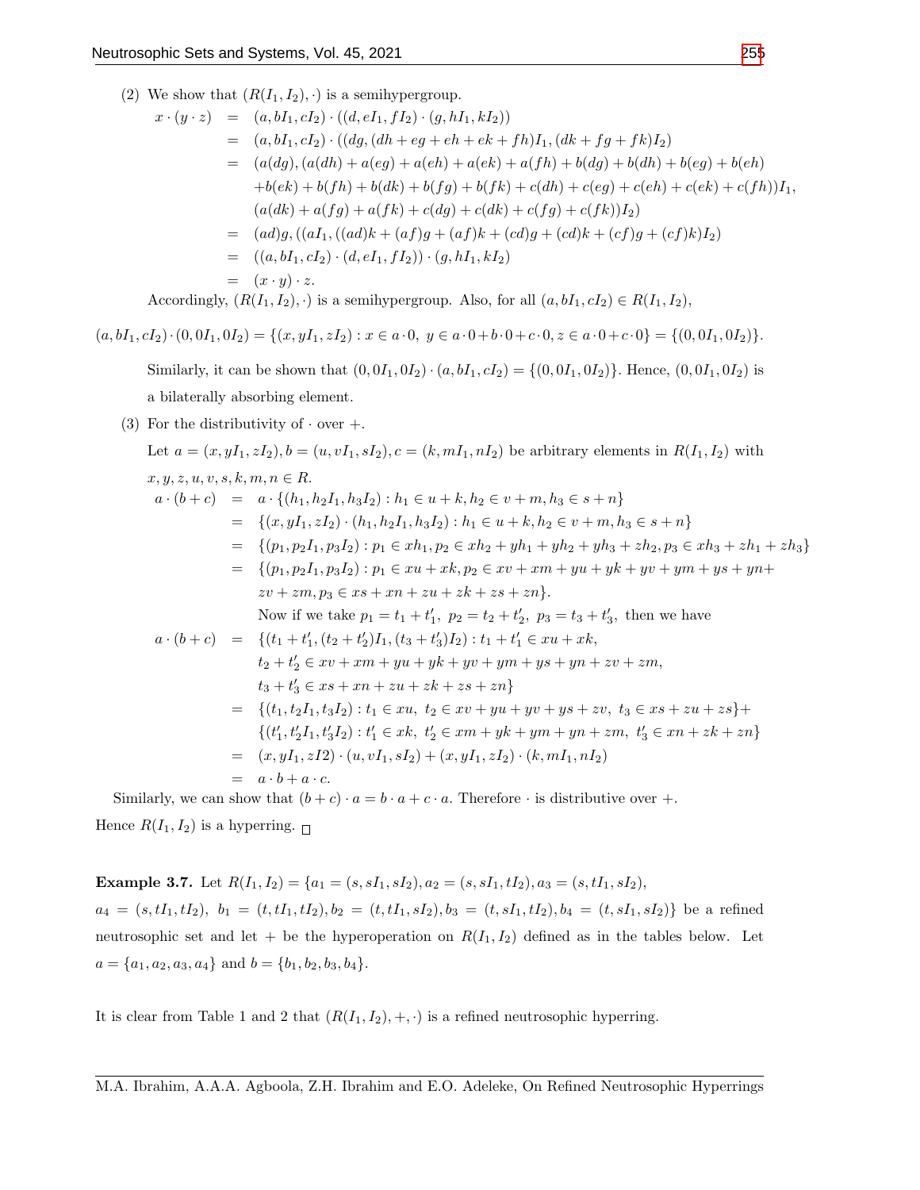(2) We show that $(R(I_1, I_2), \cdot)$ is a semihypergroup.

$$
\begin{aligned}
x \cdot (y \cdot z) &= (a, bI_1, cI_2) \cdot ((d, eI_1, fI_2) \cdot (g, hI_1, kI_2)) \\
&= (a, bI_1, cI_2) \cdot ((dg, (dh + eg + eh + ek + fh)I_1, (dk + fg + fk)I_2) \\
&= (a(dg), (a(dh) + a(eg) + a(eh) + a(ek) + a(fh) + b(dg) + b(dh) + b(eg) + b(eh) \\
&\quad + b(ek) + b(fh) + b(dk) + b(fg) + b(fk) + c(dh) + c(eg) + c(eh) + c(ek) + c(fh))I_1, \\
&\quad (a(dk) + a(fg) + a(fk) + c(dg) + c(dk) + c(fg) + c(fk))I_2) \\
&= (ad)g, ((aI_1, ((ad)k + (af)g + (af)k + (cd)g + (cd)k + (cf)g + (cf)k)I_2) \\
&= ((a, bI_1, cI_2) \cdot (d, eI_1, fI_2)) \cdot (g, hI_1, kI_2) \\
&= (x \cdot y) \cdot z.
\end{aligned}
$$

Accordingly, $(R(I_1, I_2), \cdot)$ is a semihypergroup. Also, for all $(a, bI_1, cI_2) \in R(I_1, I_2)$,

$$
(a, bI_1, cI_2) \cdot (0, 0I_1, 0I_2) = \{(x, yI_1, zI_2) : x \in a \cdot 0,\ y \in a \cdot 0 + b \cdot 0 + c \cdot 0, z \in a \cdot 0 + c \cdot 0\} = \{(0, 0I_1, 0I_2)\}.
$$

Similarly, it can be shown that $(0, 0I_1, 0I_2) \cdot (a, bI_1, cI_2) = \{(0, 0I_1, 0I_2)\}$. Hence, $(0, 0I_1, 0I_2)$ is a bilaterally absorbing element.

(3) For the distributivity of $\cdot$ over $+$.

Let $a = (x, yI_1, zI_2), b = (u, vI_1, sI_2), c = (k, mI_1, nI_2)$ be arbitrary elements in $R(I_1, I_2)$ with $x, y, z, u, v, s, k, m, n \in R$.

$$
\begin{aligned}
a \cdot (b + c) &= a \cdot \{(h_1, h_2I_1, h_3I_2) : h_1 \in u + k, h_2 \in v + m, h_3 \in s + n\} \\
&= \{(x, yI_1, zI_2) \cdot (h_1, h_2I_1, h_3I_2) : h_1 \in u + k, h_2 \in v + m, h_3 \in s + n\} \\
&= \{(p_1, p_2I_1, p_3I_2) : p_1 \in xh_1, p_2 \in xh_2 + yh_1 + yh_2 + yh_3 + zh_2, p_3 \in xh_3 + zh_1 + zh_3\} \\
&= \{(p_1, p_2I_1, p_3I_2) : p_1 \in xu + xk, p_2 \in xv + xm + yu + yk + yv + ym + ys + yn + \\
&\quad zv + zm, p_3 \in xs + xn + zu + zk + zs + zn\}.
\end{aligned}
$$

Now if we take $p_1 = t_1 + t'_1,\ p_2 = t_2 + t'_2,\ p_3 = t_3 + t'_3,$ then we have

$$
\begin{aligned}
a \cdot (b + c) &= \{(t_1 + t'_1, (t_2 + t'_2)I_1, (t_3 + t'_3)I_2) : t_1 + t'_1 \in xu + xk, \\
&\quad t_2 + t'_2 \in xv + xm + yu + yk + yv + ym + ys + yn + zv + zm, \\
&\quad t_3 + t'_3 \in xs + xn + zu + zk + zs + zn\} \\
&= \{(t_1, t_2I_1, t_3I_2) : t_1 \in xu,\ t_2 \in xv + yu + yv + ys + zv,\ t_3 \in xs + zu + zs\} + \\
&\quad \{(t'_1, t'_2I_1, t'_3I_2) : t'_1 \in xk,\ t'_2 \in xm + yk + ym + yn + zm,\ t'_3 \in xn + zk + zn\} \\
&= (x, yI_1, zI2) \cdot (u, vI_1, sI_2) + (x, yI_1, zI_2) \cdot (k, mI_1, nI_2) \\
&= a \cdot b + a \cdot c.
\end{aligned}
$$

Similarly, we can show that $(b + c) \cdot a = b \cdot a + c \cdot a$. Therefore $\cdot$ is distributive over $+$.

Hence $R(I_1, I_2)$ is a hyperring. □

**Example 3.7.** Let $R(I_1, I_2) = \{a_1 = (s, sI_1, sI_2), a_2 = (s, sI_1, tI_2), a_3 = (s, tI_1, sI_2),$ $a_4 = (s, tI_1, tI_2),\ b_1 = (t, tI_1, tI_2), b_2 = (t, tI_1, sI_2), b_3 = (t, sI_1, tI_2), b_4 = (t, sI_1, sI_2)\}$ be a refined neutrosophic set and let $+$ be the hyperoperation on $R(I_1, I_2)$ defined as in the tables below. Let $a = \{a_1, a_2, a_3, a_4\}$ and $b = \{b_1, b_2, b_3, b_4\}$.

It is clear from Table 1 and 2 that $(R(I_1, I_2), +, \cdot)$ is a refined neutrosophic hyperring.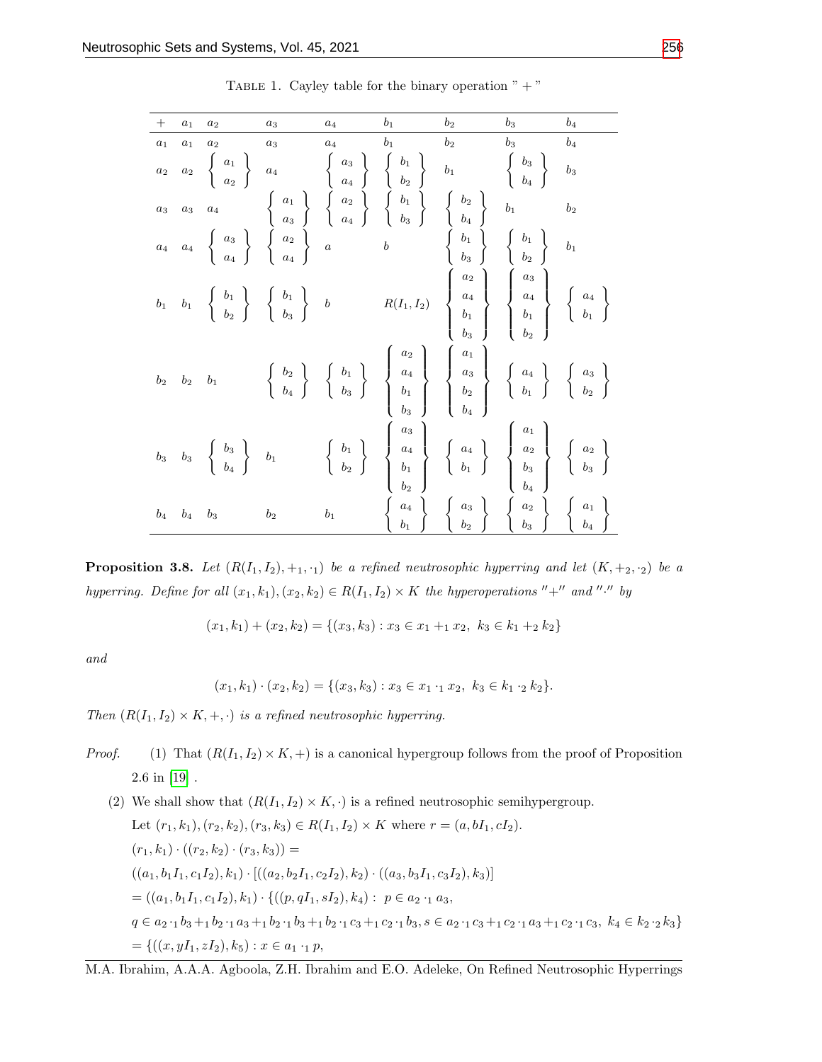TABLE 1. Cayley table for the binary operation " + "

| $+$ | $a_1$ | $a_2$ | $a_3$ | $a_4$ | $b_1$ | $b_2$ | $b_3$ | $b_4$ |
|---|---|---|---|---|---|---|---|---|
| $a_1$ | $a_1$ | $a_2$ | $a_3$ | $a_4$ | $b_1$ | $b_2$ | $b_3$ | $b_4$ |
| $a_2$ | $a_2$ | $\{a_1, a_2\}$ | $a_4$ | $\{a_3, a_4\}$ | $\{b_1, b_2\}$ | $b_1$ | $\{b_3, b_4\}$ | $b_3$ |
| $a_3$ | $a_3$ | $a_4$ | $\{a_1, a_3\}$ | $\{a_2, a_4\}$ | $\{b_1, b_3\}$ | $\{b_2, b_4\}$ | $b_1$ | $b_2$ |
| $a_4$ | $a_4$ | $\{a_3, a_4\}$ | $\{a_2, a_4\}$ | $a$ | $b$ | $\{b_1, b_3\}$ | $\{b_1, b_2\}$ | $b_1$ |
| $b_1$ | $b_1$ | $\{b_1, b_2\}$ | $\{b_1, b_3\}$ | $b$ | $R(I_1, I_2)$ | $\{a_2, a_4, b_1, b_3\}$ | $\{a_3, a_4, b_1, b_2\}$ | $\{a_4, b_1\}$ |
| $b_2$ | $b_2$ | $b_1$ | $\{b_2, b_4\}$ | $\{b_1, b_3\}$ | $\{a_2, a_4, b_1, b_3\}$ | $\{a_1, a_3, b_2, b_4\}$ | $\{a_4, b_1\}$ | $\{a_3, b_2\}$ |
| $b_3$ | $b_3$ | $\{b_3, b_4\}$ | $b_1$ | $\{b_1, b_2\}$ | $\{a_3, a_4, b_1, b_2\}$ | $\{a_4, b_1\}$ | $\{a_1, a_2, b_3, b_4\}$ | $\{a_2, b_3\}$ |
| $b_4$ | $b_4$ | $b_3$ | $b_2$ | $b_1$ | $\{a_4, b_1\}$ | $\{a_3, b_2\}$ | $\{a_2, b_3\}$ | $\{a_1, b_4\}$ |

**Proposition 3.8.** *Let $(R(I_1, I_2), +_1, \cdot_1)$ be a refined neutrosophic hyperring and let $(K, +_2, \cdot_2)$ be a hyperring. Define for all $(x_1, k_1), (x_2, k_2) \in R(I_1, I_2) \times K$ the hyperoperations "$+$" and "$\cdot$" by*

$$(x_1, k_1) + (x_2, k_2) = \{(x_3, k_3) : x_3 \in x_1 +_1 x_2,\ k_3 \in k_1 +_2 k_2\}$$

*and*

$$(x_1, k_1) \cdot (x_2, k_2) = \{(x_3, k_3) : x_3 \in x_1 \cdot_1 x_2,\ k_3 \in k_1 \cdot_2 k_2\}.$$

*Then $(R(I_1, I_2) \times K, +, \cdot)$ is a refined neutrosophic hyperring.*

*Proof.*

(1) That $(R(I_1, I_2) \times K, +)$ is a canonical hypergroup follows from the proof of Proposition 2.6 in [19] .

(2) We shall show that $(R(I_1, I_2) \times K, \cdot)$ is a refined neutrosophic semihypergroup.

Let $(r_1, k_1), (r_2, k_2), (r_3, k_3) \in R(I_1, I_2) \times K$ where $r = (a, bI_1, cI_2)$.

$(r_1, k_1) \cdot ((r_2, k_2) \cdot (r_3, k_3)) =$

$((a_1, b_1I_1, c_1I_2), k_1) \cdot [((a_2, b_2I_1, c_2I_2), k_2) \cdot ((a_3, b_3I_1, c_3I_2), k_3)]$

$= ((a_1, b_1I_1, c_1I_2), k_1) \cdot \{((p, qI_1, sI_2), k_4) :\ p \in a_2 \cdot_1 a_3,$

$q \in a_2 \cdot_1 b_3 +_1 b_2 \cdot_1 a_3 +_1 b_2 \cdot_1 b_3 +_1 b_2 \cdot_1 c_3 +_1 c_2 \cdot_1 b_3, s \in a_2 \cdot_1 c_3 +_1 c_2 \cdot_1 a_3 +_1 c_2 \cdot_1 c_3,\ k_4 \in k_2 \cdot_2 k_3\}$

$= \{((x, yI_1, zI_2), k_5) : x \in a_1 \cdot_1 p,$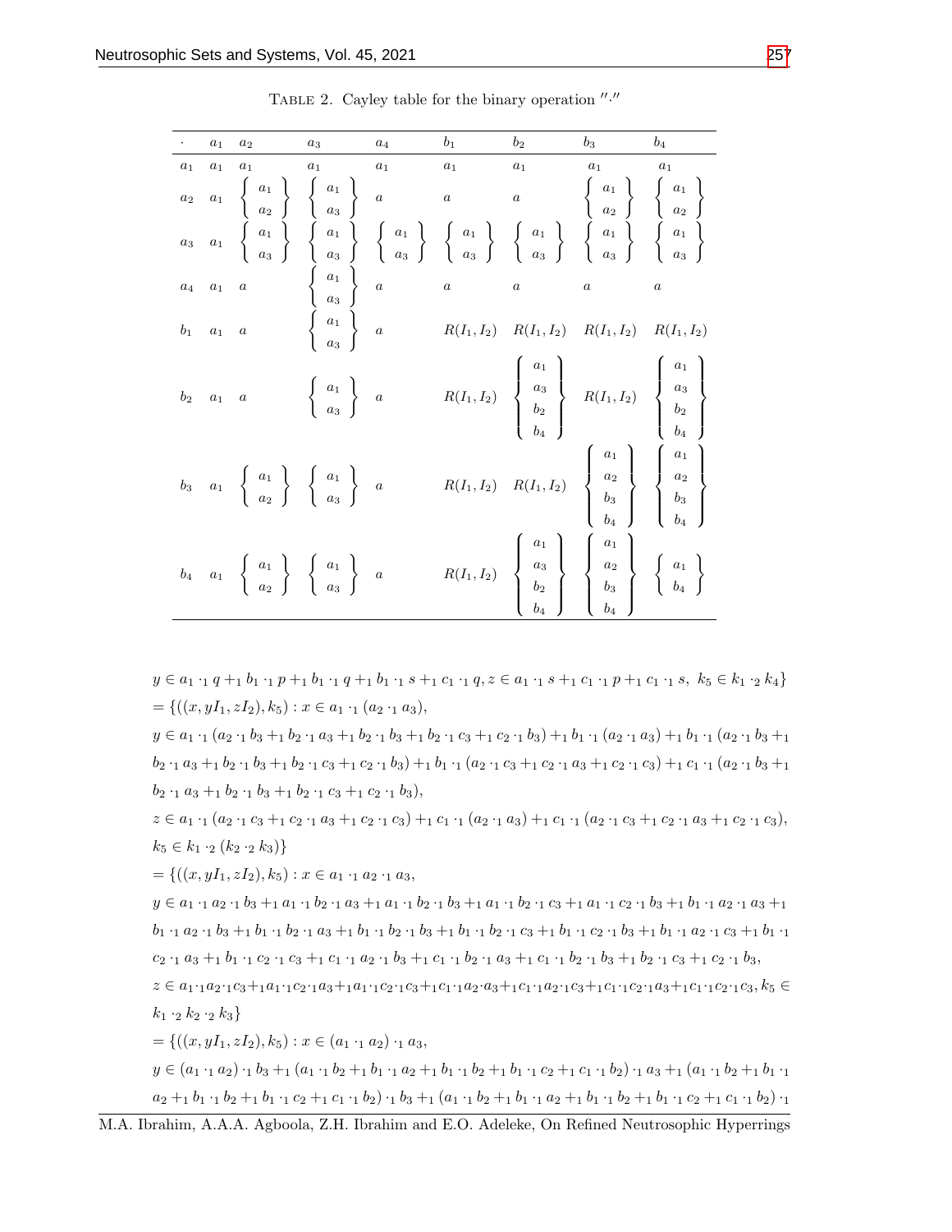TABLE 2. Cayley table for the binary operation $''\cdot''$

| $\cdot$ | $a_1$ | $a_2$ | $a_3$ | $a_4$ | $b_1$ | $b_2$ | $b_3$ | $b_4$ |
|---|---|---|---|---|---|---|---|---|
| $a_1$ | $a_1$ | $a_1$ | $a_1$ | $a_1$ | $a_1$ | $a_1$ | $a_1$ | $a_1$ |
| $a_2$ | $a_1$ | $\{a_1, a_2\}$ | $\{a_1, a_3\}$ | $a$ | $a$ | $a$ | $\{a_1, a_2\}$ | $\{a_1, a_2\}$ |
| $a_3$ | $a_1$ | $\{a_1, a_3\}$ | $\{a_1, a_3\}$ | $\{a_1, a_3\}$ | $\{a_1, a_3\}$ | $\{a_1, a_3\}$ | $\{a_1, a_3\}$ | $\{a_1, a_3\}$ |
| $a_4$ | $a_1$ | $a$ | $\{a_1, a_3\}$ | $a$ | $a$ | $a$ | $a$ | $a$ |
| $b_1$ | $a_1$ | $a$ | $\{a_1, a_3\}$ | $a$ | $R(I_1, I_2)$ | $R(I_1, I_2)$ | $R(I_1, I_2)$ | $R(I_1, I_2)$ |
| $b_2$ | $a_1$ | $a$ | $\{a_1, a_3\}$ | $a$ | $R(I_1, I_2)$ | $\{a_1, a_3, b_2, b_4\}$ | $R(I_1, I_2)$ | $\{a_1, a_3, b_2, b_4\}$ |
| $b_3$ | $a_1$ | $\{a_1, a_2\}$ | $\{a_1, a_3\}$ | $a$ | $R(I_1, I_2)$ | $R(I_1, I_2)$ | $\{a_1, a_2, b_3, b_4\}$ | $\{a_1, a_2, b_3, b_4\}$ |
| $b_4$ | $a_1$ | $\{a_1, a_2\}$ | $\{a_1, a_3\}$ | $a$ | $R(I_1, I_2)$ | $\{a_1, a_3, b_2, b_4\}$ | $\{a_1, a_2, b_3, b_4\}$ | $\{a_1, b_4\}$ |

$y \in a_1 \cdot_1 q +_1 b_1 \cdot_1 p +_1 b_1 \cdot_1 q +_1 b_1 \cdot_1 s +_1 c_1 \cdot_1 q, z \in a_1 \cdot_1 s +_1 c_1 \cdot_1 p +_1 c_1 \cdot_1 s,\ k_5 \in k_1 \cdot_2 k_4\}$

$= \{((x, yI_1, zI_2), k_5) : x \in a_1 \cdot_1 (a_2 \cdot_1 a_3),$

$y \in a_1 \cdot_1 (a_2 \cdot_1 b_3 +_1 b_2 \cdot_1 a_3 +_1 b_2 \cdot_1 b_3 +_1 b_2 \cdot_1 c_3 +_1 c_2 \cdot_1 b_3) +_1 b_1 \cdot_1 (a_2 \cdot_1 a_3) +_1 b_1 \cdot_1 (a_2 \cdot_1 b_3 +_1 b_2 \cdot_1 a_3 +_1 b_2 \cdot_1 b_3 +_1 b_2 \cdot_1 c_3 +_1 c_2 \cdot_1 b_3) +_1 b_1 \cdot_1 (a_2 \cdot_1 c_3 +_1 c_2 \cdot_1 a_3 +_1 c_2 \cdot_1 c_3) +_1 c_1 \cdot_1 (a_2 \cdot_1 b_3 +_1 b_2 \cdot_1 a_3 +_1 b_2 \cdot_1 b_3 +_1 b_2 \cdot_1 c_3 +_1 c_2 \cdot_1 b_3),$

$z \in a_1 \cdot_1 (a_2 \cdot_1 c_3 +_1 c_2 \cdot_1 a_3 +_1 c_2 \cdot_1 c_3) +_1 c_1 \cdot_1 (a_2 \cdot_1 a_3) +_1 c_1 \cdot_1 (a_2 \cdot_1 c_3 +_1 c_2 \cdot_1 a_3 +_1 c_2 \cdot_1 c_3),$

$k_5 \in k_1 \cdot_2 (k_2 \cdot_2 k_3)\}$

$= \{((x, yI_1, zI_2), k_5) : x \in a_1 \cdot_1 a_2 \cdot_1 a_3,$

$y \in a_1 \cdot_1 a_2 \cdot_1 b_3 +_1 a_1 \cdot_1 b_2 \cdot_1 a_3 +_1 a_1 \cdot_1 b_2 \cdot_1 b_3 +_1 a_1 \cdot_1 b_2 \cdot_1 c_3 +_1 a_1 \cdot_1 c_2 \cdot_1 b_3 +_1 b_1 \cdot_1 a_2 \cdot_1 a_3 +_1 b_1 \cdot_1 a_2 \cdot_1 b_3 +_1 b_1 \cdot_1 b_2 \cdot_1 a_3 +_1 b_1 \cdot_1 b_2 \cdot_1 b_3 +_1 b_1 \cdot_1 b_2 \cdot_1 c_3 +_1 b_1 \cdot_1 c_2 \cdot_1 b_3 +_1 b_1 \cdot_1 a_2 \cdot_1 c_3 +_1 b_1 \cdot_1 c_2 \cdot_1 a_3 +_1 b_1 \cdot_1 c_2 \cdot_1 c_3 +_1 c_1 \cdot_1 a_2 \cdot_1 b_3 +_1 c_1 \cdot_1 b_2 \cdot_1 a_3 +_1 c_1 \cdot_1 b_2 \cdot_1 b_3 +_1 b_2 \cdot_1 c_3 +_1 c_2 \cdot_1 b_3,$

$z \in a_1 \cdot_1 a_2 \cdot_1 c_3 +_1 a_1 \cdot_1 c_2 \cdot_1 a_3 +_1 a_1 \cdot_1 c_2 \cdot_1 c_3 +_1 c_1 \cdot_1 a_2 \cdot a_3 +_1 c_1 \cdot_1 a_2 \cdot_1 c_3 +_1 c_1 \cdot_1 c_2 \cdot_1 a_3 +_1 c_1 \cdot_1 c_2 \cdot_1 c_3, k_5 \in k_1 \cdot_2 k_2 \cdot_2 k_3\}$

$= \{((x, yI_1, zI_2), k_5) : x \in (a_1 \cdot_1 a_2) \cdot_1 a_3,$

$y \in (a_1 \cdot_1 a_2) \cdot_1 b_3 +_1 (a_1 \cdot_1 b_2 +_1 b_1 \cdot_1 a_2 +_1 b_1 \cdot_1 b_2 +_1 b_1 \cdot_1 c_2 +_1 c_1 \cdot_1 b_2) \cdot_1 a_3 +_1 (a_1 \cdot_1 b_2 +_1 b_1 \cdot_1 a_2 +_1 b_1 \cdot_1 b_2 +_1 b_1 \cdot_1 c_2 +_1 c_1 \cdot_1 b_2) \cdot_1 b_3 +_1 (a_1 \cdot_1 b_2 +_1 b_1 \cdot_1 a_2 +_1 b_1 \cdot_1 b_2 +_1 b_1 \cdot_1 c_2 +_1 c_1 \cdot_1 b_2) \cdot_1$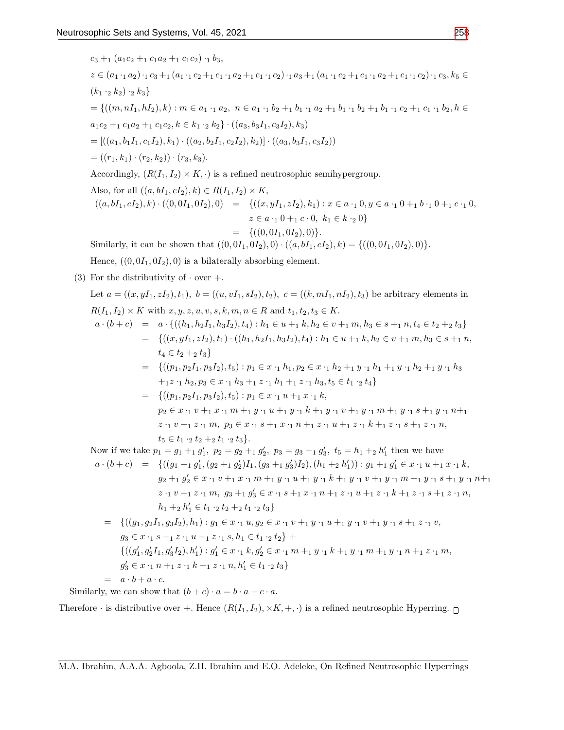$c_3 +_1 (a_1c_2 +_1 c_1a_2 +_1 c_1c_2) \cdot_1 b_3,$

$z \in (a_1 \cdot_1 a_2) \cdot_1 c_3 +_1 (a_1 \cdot_1 c_2 +_1 c_1 \cdot_1 a_2 +_1 c_1 \cdot_1 c_2) \cdot_1 a_3 +_1 (a_1 \cdot_1 c_2 +_1 c_1 \cdot_1 a_2 +_1 c_1 \cdot_1 c_2) \cdot_1 c_3, k_5 \in$

$(k_1 \cdot_2 k_2) \cdot_2 k_3\}$

$= \{((m, nI_1, hI_2), k) : m \in a_1 \cdot_1 a_2,\ n \in a_1 \cdot_1 b_2 +_1 b_1 \cdot_1 a_2 +_1 b_1 \cdot_1 b_2 +_1 b_1 \cdot_1 c_2 +_1 c_1 \cdot_1 b_2, h \in$

$a_1c_2 +_1 c_1a_2 +_1 c_1c_2, k \in k_1 \cdot_2 k_2\} \cdot ((a_3, b_3I_1, c_3I_2), k_3)$

$= [((a_1, b_1I_1, c_1I_2), k_1) \cdot ((a_2, b_2I_1, c_2I_2), k_2)] \cdot ((a_3, b_3I_1, c_3I_2))$

$= ((r_1, k_1) \cdot (r_2, k_2)) \cdot (r_3, k_3).$

Accordingly, $(R(I_1, I_2) \times K, \cdot)$ is a refined neutrosophic semihypergroup.

Also, for all $((a, bI_1, cI_2), k) \in R(I_1, I_2) \times K$,

$$\begin{aligned}
((a, bI_1, cI_2), k) \cdot ((0, 0I_1, 0I_2), 0) &= \{((x, yI_1, zI_2), k_1) : x \in a \cdot_1 0, y \in a \cdot_1 0 +_1 b \cdot_1 0 +_1 c \cdot_1 0,\\
&\quad z \in a \cdot_1 0 +_1 c \cdot 0,\ k_1 \in k \cdot_2 0\}\\
&= \{((0, 0I_1, 0I_2), 0)\}.
\end{aligned}$$

Similarly, it can be shown that $((0, 0I_1, 0I_2), 0) \cdot ((a, bI_1, cI_2), k) = \{((0, 0I_1, 0I_2), 0)\}$.

Hence, $((0, 0I_1, 0I_2), 0)$ is a bilaterally absorbing element.

(3) For the distributivity of $\cdot$ over $+$.

Let $a = ((x, yI_1, zI_2), t_1),\ b = ((u, vI_1, sI_2), t_2),\ c = ((k, mI_1, nI_2), t_3)$ be arbitrary elements in $R(I_1, I_2) \times K$ with $x, y, z, u, v, s, k, m, n \in R$ and $t_1, t_2, t_3 \in K$.

$$\begin{aligned}
a \cdot (b + c) &= a \cdot \{((h_1, h_2I_1, h_3I_2), t_4) : h_1 \in u +_1 k, h_2 \in v +_1 m, h_3 \in s +_1 n, t_4 \in t_2 +_2 t_3\}\\
&= \{((x, yI_1, zI_2), t_1) \cdot ((h_1, h_2I_1, h_3I_2), t_4) : h_1 \in u +_1 k, h_2 \in v +_1 m, h_3 \in s +_1 n,\\
&\quad t_4 \in t_2 +_2 t_3\}\\
&= \{((p_1, p_2I_1, p_3I_2), t_5) : p_1 \in x \cdot_1 h_1, p_2 \in x \cdot_1 h_2 +_1 y \cdot_1 h_1 +_1 y \cdot_1 h_2 +_1 y \cdot_1 h_3\\
&\quad +_1 z \cdot_1 h_2, p_3 \in x \cdot_1 h_3 +_1 z \cdot_1 h_1 +_1 z \cdot_1 h_3, t_5 \in t_1 \cdot_2 t_4\}\\
&= \{((p_1, p_2I_1, p_3I_2), t_5) : p_1 \in x \cdot_1 u +_1 x \cdot_1 k,\\
&\quad p_2 \in x \cdot_1 v +_1 x \cdot_1 m +_1 y \cdot_1 u +_1 y \cdot_1 k +_1 y \cdot_1 v +_1 y \cdot_1 m +_1 y \cdot_1 s +_1 y \cdot_1 n +_1\\
&\quad z \cdot_1 v +_1 z \cdot_1 m,\ p_3 \in x \cdot_1 s +_1 x \cdot_1 n +_1 z \cdot_1 u +_1 z \cdot_1 k +_1 z \cdot_1 s +_1 z \cdot_1 n,\\
&\quad t_5 \in t_1 \cdot_2 t_2 +_2 t_1 \cdot_2 t_3\}.
\end{aligned}$$

Now if we take $p_1 = g_1 +_1 g_1',\ p_2 = g_2 +_1 g_2',\ p_3 = g_3 +_1 g_3',\ t_5 = h_1 +_2 h_1'$ then we have

$$\begin{aligned}
a \cdot (b + c) &= \{((g_1 +_1 g_1', (g_2 +_1 g_2')I_1, (g_3 +_1 g_3')I_2), (h_1 +_2 h_1')) : g_1 +_1 g_1' \in x \cdot_1 u +_1 x \cdot_1 k,\\
&\quad g_2 +_1 g_2' \in x \cdot_1 v +_1 x \cdot_1 m +_1 y \cdot_1 u +_1 y \cdot_1 k +_1 y \cdot_1 v +_1 y \cdot_1 m +_1 y \cdot_1 s +_1 y \cdot_1 n +_1\\
&\quad z \cdot_1 v +_1 z \cdot_1 m,\ g_3 +_1 g_3' \in x \cdot_1 s +_1 x \cdot_1 n +_1 z \cdot_1 u +_1 z \cdot_1 k +_1 z \cdot_1 s +_1 z \cdot_1 n,\\
&\quad h_1 +_2 h_1' \in t_1 \cdot_2 t_2 +_2 t_1 \cdot_2 t_3\}\\
&= \{((g_1, g_2I_1, g_3I_2), h_1) : g_1 \in x \cdot_1 u, g_2 \in x \cdot_1 v +_1 y \cdot_1 u +_1 y \cdot_1 v +_1 y \cdot_1 s +_1 z \cdot_1 v,\\
&\quad g_3 \in x \cdot_1 s +_1 z \cdot_1 u +_1 z \cdot_1 s, h_1 \in t_1 \cdot_2 t_2\} +\\
&\quad \{((g_1', g_2'I_1, g_3'I_2), h_1') : g_1' \in x \cdot_1 k, g_2' \in x \cdot_1 m +_1 y \cdot_1 k +_1 y \cdot_1 m +_1 y \cdot_1 n +_1 z \cdot_1 m,\\
&\quad g_3' \in x \cdot_1 n +_1 z \cdot_1 k +_1 z \cdot_1 n, h_1' \in t_1 \cdot_2 t_3\}\\
&= a \cdot b + a \cdot c.
\end{aligned}$$

Similarly, we can show that $(b + c) \cdot a = b \cdot a + c \cdot a$.

Therefore $\cdot$ is distributive over $+$. Hence $(R(I_1, I_2), \times K, +, \cdot)$ is a refined neutrosophic Hyperring. □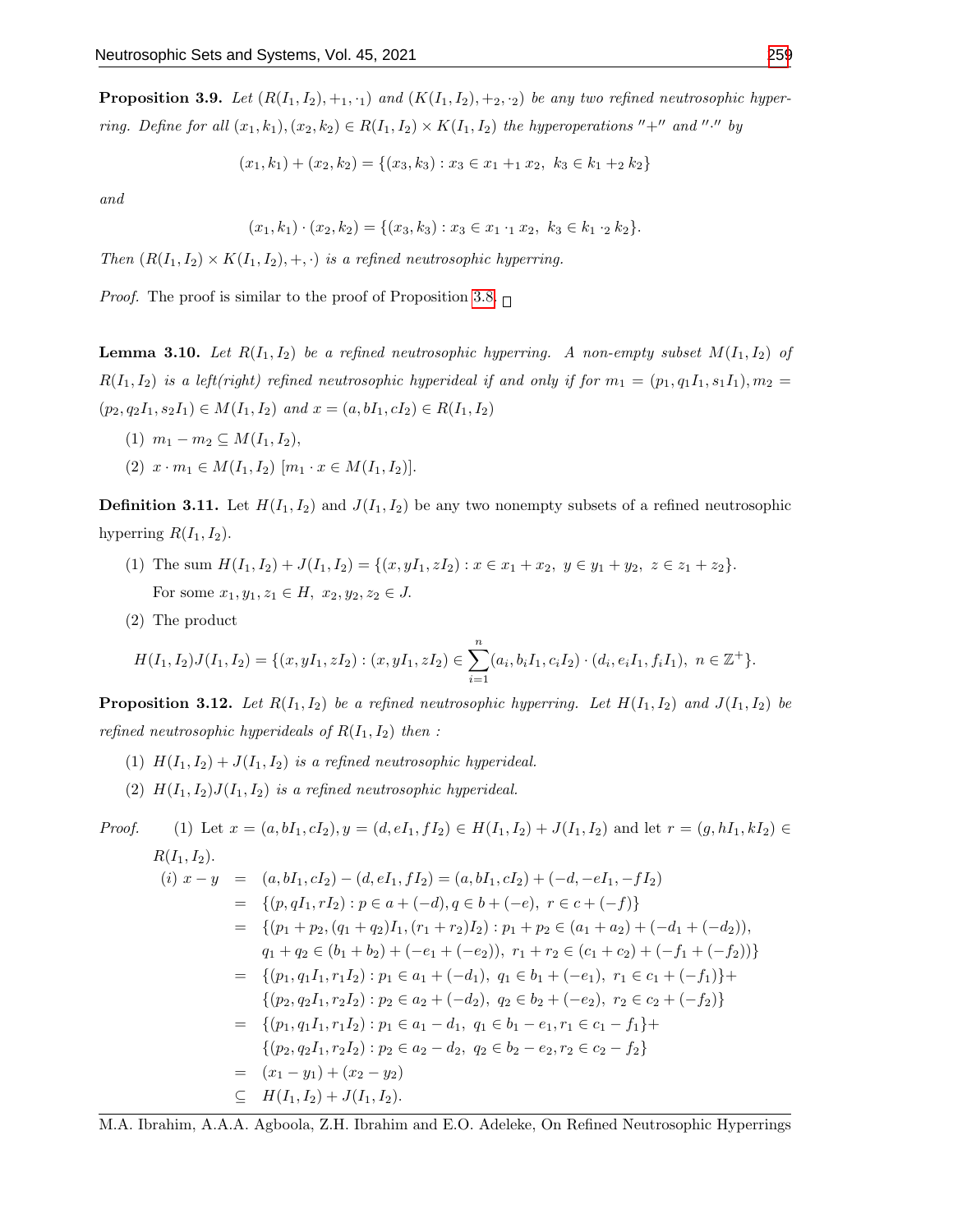**Proposition 3.9.** *Let $(R(I_1, I_2), +_1, \cdot_1)$ and $(K(I_1, I_2), +_2, \cdot_2)$ be any two refined neutrosophic hyperring. Define for all $(x_1, k_1), (x_2, k_2) \in R(I_1, I_2) \times K(I_1, I_2)$ the hyperoperations $''+''$ and $''\cdot''$ by*

$$(x_1, k_1) + (x_2, k_2) = \{(x_3, k_3) : x_3 \in x_1 +_1 x_2,\ k_3 \in k_1 +_2 k_2\}$$

*and*

$$(x_1, k_1) \cdot (x_2, k_2) = \{(x_3, k_3) : x_3 \in x_1 \cdot_1 x_2,\ k_3 \in k_1 \cdot_2 k_2\}.$$

*Then $(R(I_1, I_2) \times K(I_1, I_2), +, \cdot)$ is a refined neutrosophic hyperring.*

*Proof.* The proof is similar to the proof of Proposition 3.8. □

**Lemma 3.10.** *Let $R(I_1, I_2)$ be a refined neutrosophic hyperring. A non-empty subset $M(I_1, I_2)$ of $R(I_1, I_2)$ is a left(right) refined neutrosophic hyperideal if and only if for $m_1 = (p_1, q_1 I_1, s_1 I_1), m_2 = (p_2, q_2 I_1, s_2 I_1) \in M(I_1, I_2)$ and $x = (a, bI_1, cI_2) \in R(I_1, I_2)$*

1. $m_1 - m_2 \subseteq M(I_1, I_2)$,
2. $x \cdot m_1 \in M(I_1, I_2)$ $[m_1 \cdot x \in M(I_1, I_2)]$.

**Definition 3.11.** Let $H(I_1, I_2)$ and $J(I_1, I_2)$ be any two nonempty subsets of a refined neutrosophic hyperring $R(I_1, I_2)$.

1. The sum $H(I_1, I_2) + J(I_1, I_2) = \{(x, yI_1, zI_2) : x \in x_1 + x_2,\ y \in y_1 + y_2,\ z \in z_1 + z_2\}$. For some $x_1, y_1, z_1 \in H,\ x_2, y_2, z_2 \in J$.
2. The product

$$H(I_1, I_2)J(I_1, I_2) = \{(x, yI_1, zI_2) : (x, yI_1, zI_2) \in \sum_{i=1}^{n} (a_i, b_i I_1, c_i I_2) \cdot (d_i, e_i I_1, f_i I_1),\ n \in \mathbb{Z}^+\}.$$

**Proposition 3.12.** *Let $R(I_1, I_2)$ be a refined neutrosophic hyperring. Let $H(I_1, I_2)$ and $J(I_1, I_2)$ be refined neutrosophic hyperideals of $R(I_1, I_2)$ then :*

1. *$H(I_1, I_2) + J(I_1, I_2)$ is a refined neutrosophic hyperideal.*
2. *$H(I_1, I_2)J(I_1, I_2)$ is a refined neutrosophic hyperideal.*

*Proof.* (1) Let $x = (a, bI_1, cI_2), y = (d, eI_1, fI_2) \in H(I_1, I_2) + J(I_1, I_2)$ and let $r = (g, hI_1, kI_2) \in R(I_1, I_2)$.

$$\begin{aligned}
(i)\ x - y &= (a, bI_1, cI_2) - (d, eI_1, fI_2) = (a, bI_1, cI_2) + (-d, -eI_1, -fI_2) \\
&= \{(p, qI_1, rI_2) : p \in a + (-d), q \in b + (-e),\ r \in c + (-f)\} \\
&= \{(p_1 + p_2, (q_1 + q_2)I_1, (r_1 + r_2)I_2) : p_1 + p_2 \in (a_1 + a_2) + (-d_1 + (-d_2)), \\
&\quad q_1 + q_2 \in (b_1 + b_2) + (-e_1 + (-e_2)),\ r_1 + r_2 \in (c_1 + c_2) + (-f_1 + (-f_2))\} \\
&= \{(p_1, q_1 I_1, r_1 I_2) : p_1 \in a_1 + (-d_1),\ q_1 \in b_1 + (-e_1),\ r_1 \in c_1 + (-f_1)\} + \\
&\quad \{(p_2, q_2 I_1, r_2 I_2) : p_2 \in a_2 + (-d_2),\ q_2 \in b_2 + (-e_2),\ r_2 \in c_2 + (-f_2)\} \\
&= \{(p_1, q_1 I_1, r_1 I_2) : p_1 \in a_1 - d_1,\ q_1 \in b_1 - e_1, r_1 \in c_1 - f_1\} + \\
&\quad \{(p_2, q_2 I_1, r_2 I_2) : p_2 \in a_2 - d_2,\ q_2 \in b_2 - e_2, r_2 \in c_2 - f_2\} \\
&= (x_1 - y_1) + (x_2 - y_2) \\
&\subseteq H(I_1, I_2) + J(I_1, I_2).
\end{aligned}$$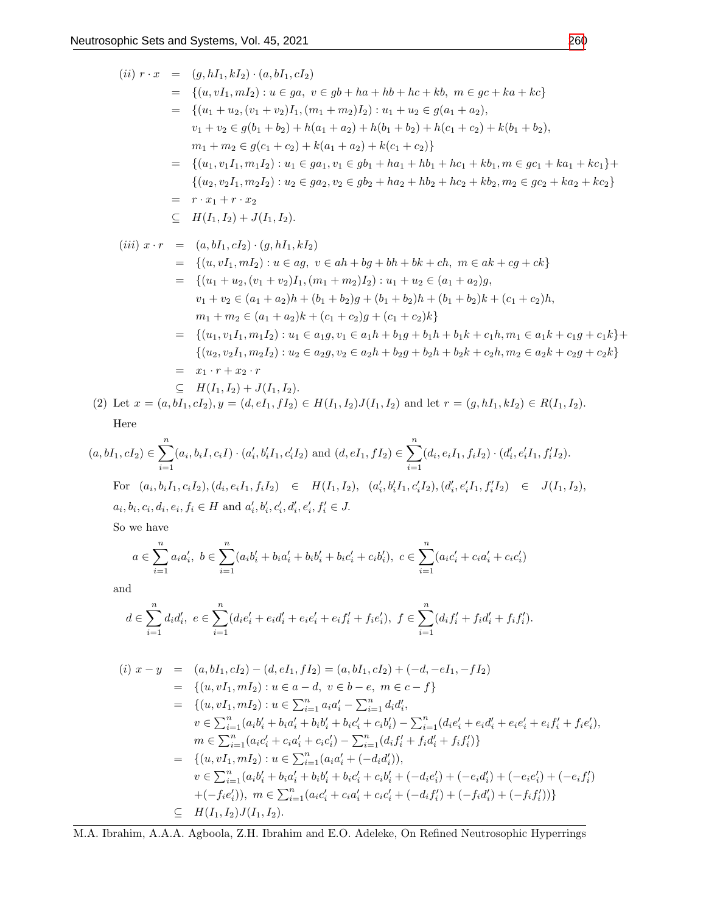$$
\begin{aligned}
(ii)\ r\cdot x &= (g,hI_1,kI_2)\cdot(a,bI_1,cI_2)\\
&= \{(u,vI_1,mI_2): u\in ga,\ v\in gb+ha+hb+hc+kb,\ m\in gc+ka+kc\}\\
&= \{(u_1+u_2,(v_1+v_2)I_1,(m_1+m_2)I_2): u_1+u_2\in g(a_1+a_2),\\
&\quad v_1+v_2\in g(b_1+b_2)+h(a_1+a_2)+h(b_1+b_2)+h(c_1+c_2)+k(b_1+b_2),\\
&\quad m_1+m_2\in g(c_1+c_2)+k(a_1+a_2)+k(c_1+c_2)\}\\
&= \{(u_1,v_1I_1,m_1I_2): u_1\in ga_1, v_1\in gb_1+ha_1+hb_1+hc_1+kb_1, m\in gc_1+ka_1+kc_1\}+\\
&\quad \{(u_2,v_2I_1,m_2I_2): u_2\in ga_2, v_2\in gb_2+ha_2+hb_2+hc_2+kb_2, m_2\in gc_2+ka_2+kc_2\}\\
&= r\cdot x_1+r\cdot x_2\\
&\subseteq H(I_1,I_2)+J(I_1,I_2).
\end{aligned}
$$

$$
\begin{aligned}
(iii)\ x\cdot r &= (a,bI_1,cI_2)\cdot(g,hI_1,kI_2)\\
&= \{(u,vI_1,mI_2): u\in ag,\ v\in ah+bg+bh+bk+ch,\ m\in ak+cg+ck\}\\
&= \{(u_1+u_2,(v_1+v_2)I_1,(m_1+m_2)I_2): u_1+u_2\in (a_1+a_2)g,\\
&\quad v_1+v_2\in (a_1+a_2)h+(b_1+b_2)g+(b_1+b_2)h+(b_1+b_2)k+(c_1+c_2)h,\\
&\quad m_1+m_2\in (a_1+a_2)k+(c_1+c_2)g+(c_1+c_2)k\}\\
&= \{(u_1,v_1I_1,m_1I_2): u_1\in a_1g, v_1\in a_1h+b_1g+b_1h+b_1k+c_1h, m_1\in a_1k+c_1g+c_1k\}+\\
&\quad \{(u_2,v_2I_1,m_2I_2): u_2\in a_2g, v_2\in a_2h+b_2g+b_2h+b_2k+c_2h, m_2\in a_2k+c_2g+c_2k\}\\
&= x_1\cdot r+x_2\cdot r\\
&\subseteq H(I_1,I_2)+J(I_1,I_2).
\end{aligned}
$$

(2) Let $x=(a,bI_1,cI_2), y=(d,eI_1,fI_2)\in H(I_1,I_2)J(I_1,I_2)$ and let $r=(g,hI_1,kI_2)\in R(I_1,I_2)$.

Here

$$(a,bI_1,cI_2)\in\sum_{i=1}^{n}(a_i,b_iI,c_iI)\cdot(a_i',b_i'I_1,c_i'I_2) \text{ and } (d,eI_1,fI_2)\in\sum_{i=1}^{n}(d_i,e_iI_1,f_iI_2)\cdot(d_i',e_i'I_1,f_i'I_2).$$

For $(a_i,b_iI_1,c_iI_2),(d_i,e_iI_1,f_iI_2)\in H(I_1,I_2)$, $(a_i',b_i'I_1,c_i'I_2),(d_i',e_i'I_1,f_i'I_2)\in J(I_1,I_2)$, $a_i,b_i,c_i,d_i,e_i,f_i\in H$ and $a_i',b_i',c_i',d_i',e_i',f_i'\in J$.

So we have

$$a\in\sum_{i=1}^{n}a_ia_i',\ b\in\sum_{i=1}^{n}(a_ib_i'+b_ia_i'+b_ib_i'+b_ic_i'+c_ib_i'),\ c\in\sum_{i=1}^{n}(a_ic_i'+c_ia_i'+c_ic_i')$$

and

$$d\in\sum_{i=1}^{n}d_id_i',\ e\in\sum_{i=1}^{n}(d_ie_i'+e_id_i'+e_ie_i'+e_if_i'+f_ie_i'),\ f\in\sum_{i=1}^{n}(d_if_i'+f_id_i'+f_if_i').$$

$$
\begin{aligned}
(i)\ x-y &= (a,bI_1,cI_2)-(d,eI_1,fI_2)=(a,bI_1,cI_2)+(-d,-eI_1,-fI_2)\\
&= \{(u,vI_1,mI_2): u\in a-d,\ v\in b-e,\ m\in c-f\}\\
&= \{(u,vI_1,mI_2): u\in \textstyle\sum_{i=1}^{n}a_ia_i'-\sum_{i=1}^{n}d_id_i',\\
&\quad v\in\textstyle\sum_{i=1}^{n}(a_ib_i'+b_ia_i'+b_ib_i'+b_ic_i'+c_ib_i')-\sum_{i=1}^{n}(d_ie_i'+e_id_i'+e_ie_i'+e_if_i'+f_ie_i'),\\
&\quad m\in\textstyle\sum_{i=1}^{n}(a_ic_i'+c_ia_i'+c_ic_i')-\sum_{i=1}^{n}(d_if_i'+f_id_i'+f_if_i')\}\\
&= \{(u,vI_1,mI_2): u\in\textstyle\sum_{i=1}^{n}(a_ia_i'+(-d_id_i')),\\
&\quad v\in\textstyle\sum_{i=1}^{n}(a_ib_i'+b_ia_i'+b_ib_i'+b_ic_i'+c_ib_i'+(-d_ie_i')+(-e_id_i')+(-e_ie_i')+(-e_if_i')\\
&\quad +(-f_ie_i')),\ m\in\textstyle\sum_{i=1}^{n}(a_ic_i'+c_ia_i'+c_ic_i'+(-d_if_i')+(-f_id_i')+(-f_if_i'))\}\\
&\subseteq H(I_1,I_2)J(I_1,I_2).
\end{aligned}
$$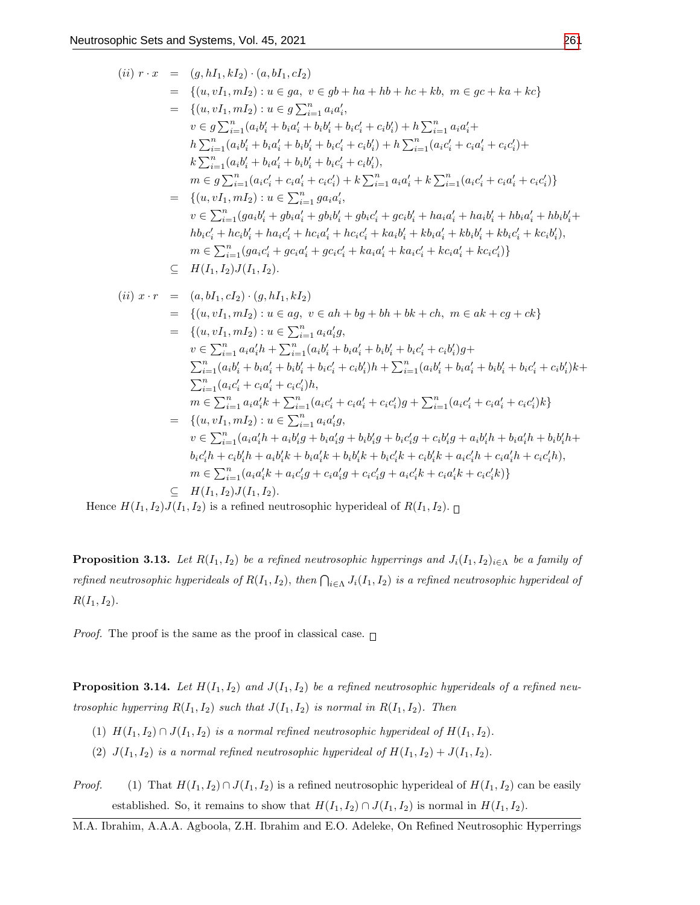$$
\begin{aligned}
(ii)\ r\cdot x &= (g,hI_1,kI_2)\cdot(a,bI_1,cI_2)\\
&= \{(u,vI_1,mI_2): u\in ga,\ v\in gb+ha+hb+hc+kb,\ m\in gc+ka+kc\}\\
&= \{(u,vI_1,mI_2): u\in g\textstyle\sum_{i=1}^n a_ia_i',\\
&\qquad v\in g\textstyle\sum_{i=1}^n(a_ib_i'+b_ia_i'+b_ib_i'+b_ic_i'+c_ib_i')+h\sum_{i=1}^n a_ia_i'+\\
&\qquad h\textstyle\sum_{i=1}^n(a_ib_i'+b_ia_i'+b_ib_i'+b_ic_i'+c_ib_i')+h\sum_{i=1}^n(a_ic_i'+c_ia_i'+c_ic_i')+\\
&\qquad k\textstyle\sum_{i=1}^n(a_ib_i'+b_ia_i'+b_ib_i'+b_ic_i'+c_ib_i'),\\
&\qquad m\in g\textstyle\sum_{i=1}^n(a_ic_i'+c_ia_i'+c_ic_i')+k\sum_{i=1}^n a_ia_i'+k\sum_{i=1}^n(a_ic_i'+c_ia_i'+c_ic_i')\}\\
&= \{(u,vI_1,mI_2): u\in \textstyle\sum_{i=1}^n ga_ia_i',\\
&\qquad v\in \textstyle\sum_{i=1}^n(ga_ib_i'+gb_ia_i'+gb_ib_i'+gb_ic_i'+gc_ib_i'+ha_ia_i'+ha_ib_i'+hb_ia_i'+hb_ib_i'+\\
&\qquad hb_ic_i'+hc_ib_i'+ha_ic_i'+hc_ia_i'+hc_ic_i'+ka_ib_i'+kb_ia_i'+kb_ib_i'+kb_ic_i'+kc_ib_i'),\\
&\qquad m\in \textstyle\sum_{i=1}^n(ga_ic_i'+gc_ia_i'+gc_ic_i'+ka_ia_i'+ka_ic_i'+kc_ia_i'+kc_ic_i')\}\\
&\subseteq H(I_1,I_2)J(I_1,I_2).
\end{aligned}
$$

$$
\begin{aligned}
(ii)\ x\cdot r &= (a,bI_1,cI_2)\cdot(g,hI_1,kI_2)\\
&= \{(u,vI_1,mI_2): u\in ag,\ v\in ah+bg+bh+bk+ch,\ m\in ak+cg+ck\}\\
&= \{(u,vI_1,mI_2): u\in \textstyle\sum_{i=1}^n a_ia_i'g,\\
&\qquad v\in \textstyle\sum_{i=1}^n a_ia_i'h+\sum_{i=1}^n(a_ib_i'+b_ia_i'+b_ib_i'+b_ic_i'+c_ib_i')g+\\
&\qquad \textstyle\sum_{i=1}^n(a_ib_i'+b_ia_i'+b_ib_i'+b_ic_i'+c_ib_i')h+\sum_{i=1}^n(a_ib_i'+b_ia_i'+b_ib_i'+b_ic_i'+c_ib_i')k+\\
&\qquad \textstyle\sum_{i=1}^n(a_ic_i'+c_ia_i'+c_ic_i')h,\\
&\qquad m\in \textstyle\sum_{i=1}^n a_ia_i'k+\sum_{i=1}^n(a_ic_i'+c_ia_i'+c_ic_i')g+\sum_{i=1}^n(a_ic_i'+c_ia_i'+c_ic_i')k\}\\
&= \{(u,vI_1,mI_2): u\in \textstyle\sum_{i=1}^n a_ia_i'g,\\
&\qquad v\in \textstyle\sum_{i=1}^n(a_ia_i'h+a_ib_i'g+b_ia_i'g+b_ib_i'g+b_ic_i'g+c_ib_i'g+a_ib_i'h+b_ia_i'h+b_ib_i'h+\\
&\qquad b_ic_i'h+c_ib_i'h+a_ib_i'k+b_ia_i'k+b_ib_i'k+b_ic_i'k+c_ib_i'k+a_ic_i'h+c_ia_i'h+c_ic_i'h),\\
&\qquad m\in \textstyle\sum_{i=1}^n(a_ia_i'k+a_ic_i'g+c_ia_i'g+c_ic_i'g+a_ic_i'k+c_ia_i'k+c_ic_i'k)\}\\
&\subseteq H(I_1,I_2)J(I_1,I_2).
\end{aligned}
$$

Hence $H(I_1,I_2)J(I_1,I_2)$ is a refined neutrosophic hyperideal of $R(I_1,I_2)$. □

**Proposition 3.13.** *Let $R(I_1,I_2)$ be a refined neutrosophic hyperrings and $J_i(I_1,I_2)_{i\in\Lambda}$ be a family of refined neutrosophic hyperideals of $R(I_1,I_2)$, then $\bigcap_{i\in\Lambda} J_i(I_1,I_2)$ is a refined neutrosophic hyperideal of $R(I_1,I_2)$.*

*Proof.* The proof is the same as the proof in classical case. □

**Proposition 3.14.** *Let $H(I_1,I_2)$ and $J(I_1,I_2)$ be a refined neutrosophic hyperideals of a refined neutrosophic hyperring $R(I_1,I_2)$ such that $J(I_1,I_2)$ is normal in $R(I_1,I_2)$. Then*

(1) *$H(I_1,I_2)\cap J(I_1,I_2)$ is a normal refined neutrosophic hyperideal of $H(I_1,I_2)$.*

(2) *$J(I_1,I_2)$ is a normal refined neutrosophic hyperideal of $H(I_1,I_2)+J(I_1,I_2)$.*

*Proof.* (1) That $H(I_1,I_2)\cap J(I_1,I_2)$ is a refined neutrosophic hyperideal of $H(I_1,I_2)$ can be easily established. So, it remains to show that $H(I_1,I_2)\cap J(I_1,I_2)$ is normal in $H(I_1,I_2)$.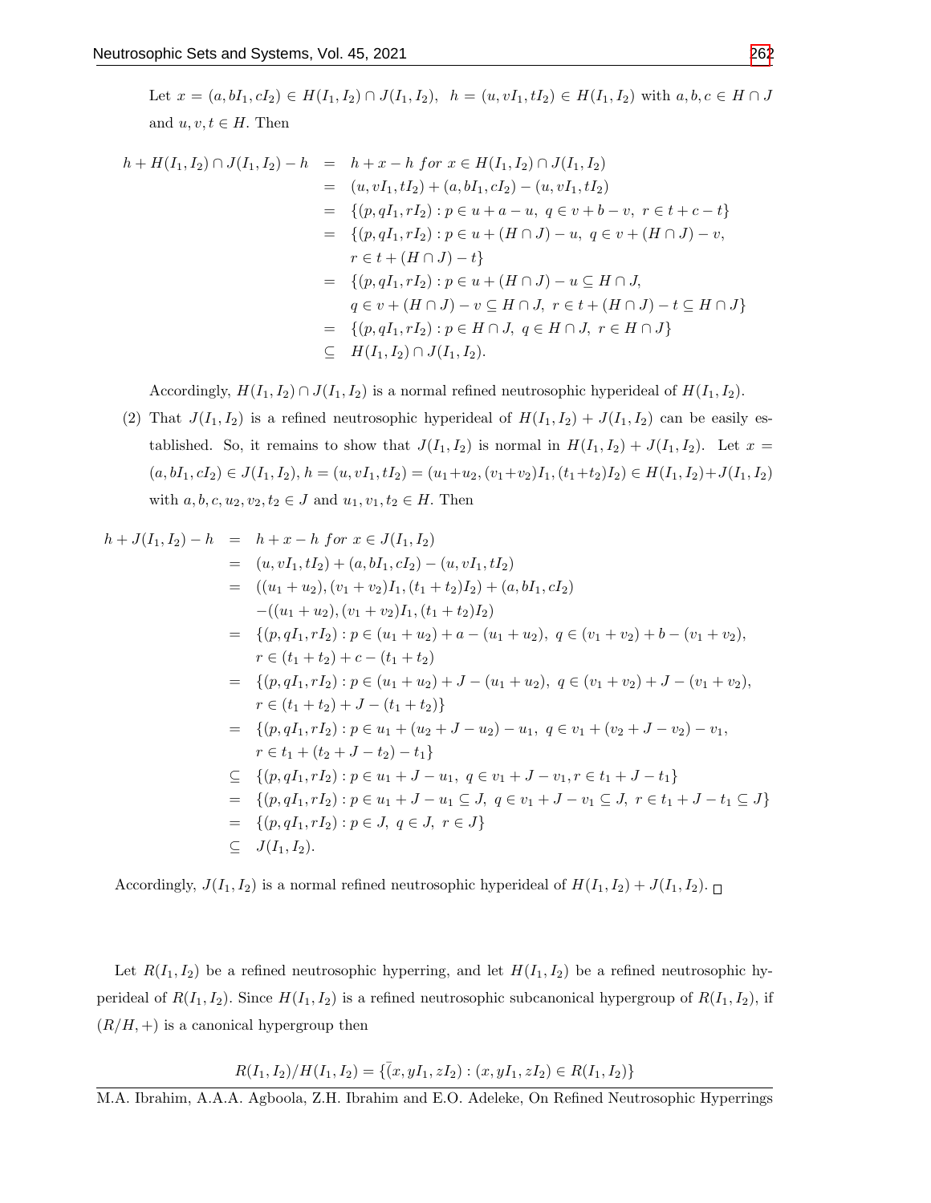Let $x = (a, bI_1, cI_2) \in H(I_1, I_2) \cap J(I_1, I_2)$, $\ h = (u, vI_1, tI_2) \in H(I_1, I_2)$ with $a, b, c \in H \cap J$ and $u, v, t \in H$. Then

$$
\begin{aligned}
h + H(I_1,I_2) \cap J(I_1,I_2) - h &= h + x - h \ for \ x \in H(I_1,I_2) \cap J(I_1,I_2) \\
&= (u, vI_1, tI_2) + (a, bI_1, cI_2) - (u, vI_1, tI_2) \\
&= \{(p, qI_1, rI_2) : p \in u + a - u, \ q \in v + b - v, \ r \in t + c - t\} \\
&= \{(p, qI_1, rI_2) : p \in u + (H \cap J) - u, \ q \in v + (H \cap J) - v, \\
&\quad\ r \in t + (H \cap J) - t\} \\
&= \{(p, qI_1, rI_2) : p \in u + (H \cap J) - u \subseteq H \cap J, \\
&\quad\ q \in v + (H \cap J) - v \subseteq H \cap J, \ r \in t + (H \cap J) - t \subseteq H \cap J\} \\
&= \{(p, qI_1, rI_2) : p \in H \cap J, \ q \in H \cap J, \ r \in H \cap J\} \\
&\subseteq H(I_1,I_2) \cap J(I_1,I_2).
\end{aligned}
$$

Accordingly, $H(I_1, I_2) \cap J(I_1, I_2)$ is a normal refined neutrosophic hyperideal of $H(I_1, I_2)$.

(2) That $J(I_1, I_2)$ is a refined neutrosophic hyperideal of $H(I_1, I_2) + J(I_1, I_2)$ can be easily established. So, it remains to show that $J(I_1, I_2)$ is normal in $H(I_1, I_2) + J(I_1, I_2)$. Let $x = (a, bI_1, cI_2) \in J(I_1, I_2)$, $h = (u, vI_1, tI_2) = (u_1+u_2, (v_1+v_2)I_1, (t_1+t_2)I_2) \in H(I_1, I_2)+J(I_1, I_2)$ with $a, b, c, u_2, v_2, t_2 \in J$ and $u_1, v_1, t_2 \in H$. Then

$$
\begin{aligned}
h + J(I_1,I_2) - h &= h + x - h \ for \ x \in J(I_1,I_2) \\
&= (u, vI_1, tI_2) + (a, bI_1, cI_2) - (u, vI_1, tI_2) \\
&= ((u_1+u_2), (v_1+v_2)I_1, (t_1+t_2)I_2) + (a, bI_1, cI_2) \\
&\quad -((u_1+u_2), (v_1+v_2)I_1, (t_1+t_2)I_2) \\
&= \{(p, qI_1, rI_2) : p \in (u_1+u_2) + a - (u_1+u_2), \ q \in (v_1+v_2) + b - (v_1+v_2), \\
&\quad\ r \in (t_1+t_2) + c - (t_1+t_2)\} \\
&= \{(p, qI_1, rI_2) : p \in (u_1+u_2) + J - (u_1+u_2), \ q \in (v_1+v_2) + J - (v_1+v_2), \\
&\quad\ r \in (t_1+t_2) + J - (t_1+t_2)\} \\
&= \{(p, qI_1, rI_2) : p \in u_1 + (u_2 + J - u_2) - u_1, \ q \in v_1 + (v_2 + J - v_2) - v_1, \\
&\quad\ r \in t_1 + (t_2 + J - t_2) - t_1\} \\
&\subseteq \{(p, qI_1, rI_2) : p \in u_1 + J - u_1, \ q \in v_1 + J - v_1, r \in t_1 + J - t_1\} \\
&= \{(p, qI_1, rI_2) : p \in u_1 + J - u_1 \subseteq J, \ q \in v_1 + J - v_1 \subseteq J, \ r \in t_1 + J - t_1 \subseteq J\} \\
&= \{(p, qI_1, rI_2) : p \in J, \ q \in J, \ r \in J\} \\
&\subseteq J(I_1,I_2).
\end{aligned}
$$

Accordingly, $J(I_1, I_2)$ is a normal refined neutrosophic hyperideal of $H(I_1, I_2) + J(I_1, I_2)$. □

Let $R(I_1, I_2)$ be a refined neutrosophic hyperring, and let $H(I_1, I_2)$ be a refined neutrosophic hyperideal of $R(I_1, I_2)$. Since $H(I_1, I_2)$ is a refined neutrosophic subcanonical hypergroup of $R(I_1, I_2)$, if $(R/H, +)$ is a canonical hypergroup then

$$
R(I_1, I_2)/H(I_1, I_2) = \{\bar{(}x, yI_1, zI_2) : (x, yI_1, zI_2) \in R(I_1, I_2)\}
$$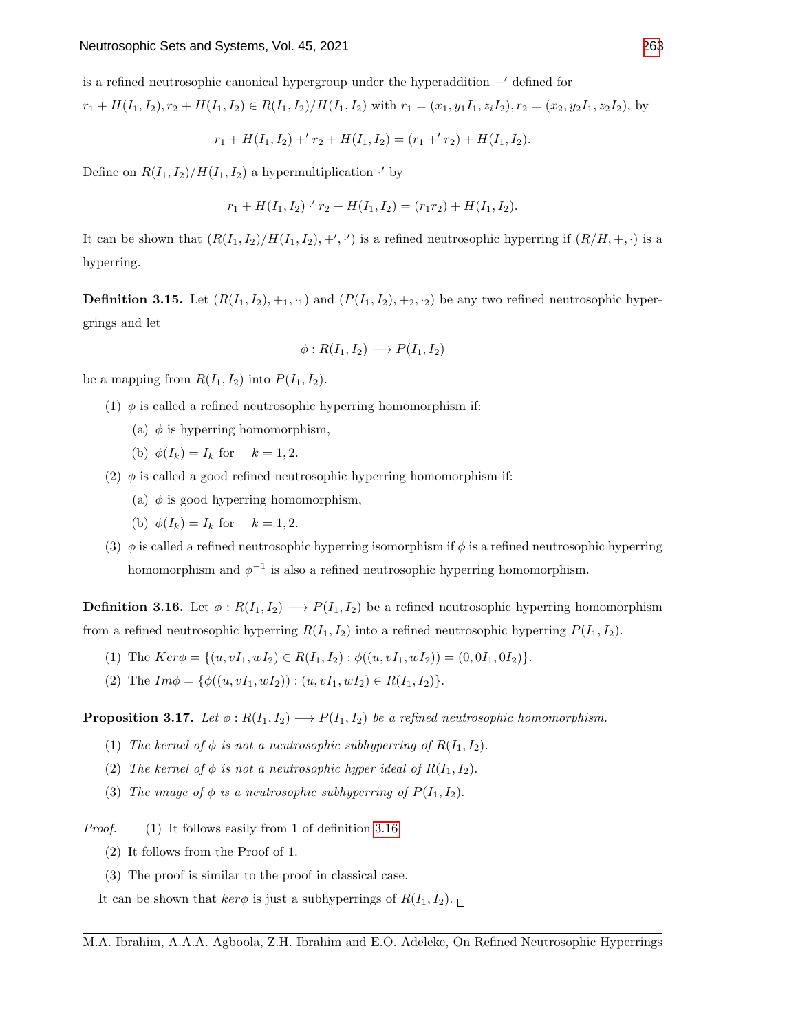is a refined neutrosophic canonical hypergroup under the hyperaddition $+'$ defined for $r_1 + H(I_1, I_2), r_2 + H(I_1, I_2) \in R(I_1, I_2)/H(I_1, I_2)$ with $r_1 = (x_1, y_1 I_1, z_i I_2), r_2 = (x_2, y_2 I_1, z_2 I_2)$, by

$$r_1 + H(I_1, I_2) +' r_2 + H(I_1, I_2) = (r_1 +' r_2) + H(I_1, I_2).$$

Define on $R(I_1, I_2)/H(I_1, I_2)$ a hypermultiplication $\cdot'$ by

$$r_1 + H(I_1, I_2) \cdot' r_2 + H(I_1, I_2) = (r_1 r_2) + H(I_1, I_2).$$

It can be shown that $(R(I_1, I_2)/H(I_1, I_2), +', \cdot')$ is a refined neutrosophic hyperring if $(R/H, +, \cdot)$ is a hyperring.

**Definition 3.15.** Let $(R(I_1, I_2), +_1, \cdot_1)$ and $(P(I_1, I_2), +_2, \cdot_2)$ be any two refined neutrosophic hypergrings and let

$$\phi : R(I_1, I_2) \longrightarrow P(I_1, I_2)$$

be a mapping from $R(I_1, I_2)$ into $P(I_1, I_2)$.

1. $\phi$ is called a refined neutrosophic hyperring homomorphism if:
   - (a) $\phi$ is hyperring homomorphism,
   - (b) $\phi(I_k) = I_k$ for $\quad k = 1, 2$.
2. $\phi$ is called a good refined neutrosophic hyperring homomorphism if:
   - (a) $\phi$ is good hyperring homomorphism,
   - (b) $\phi(I_k) = I_k$ for $\quad k = 1, 2$.
3. $\phi$ is called a refined neutrosophic hyperring isomorphism if $\phi$ is a refined neutrosophic hyperring homomorphism and $\phi^{-1}$ is also a refined neutrosophic hyperring homomorphism.

**Definition 3.16.** Let $\phi : R(I_1, I_2) \longrightarrow P(I_1, I_2)$ be a refined neutrosophic hyperring homomorphism from a refined neutrosophic hyperring $R(I_1, I_2)$ into a refined neutrosophic hyperring $P(I_1, I_2)$.

1. The $Ker\phi = \{(u, vI_1, wI_2) \in R(I_1, I_2) : \phi((u, vI_1, wI_2)) = (0, 0I_1, 0I_2)\}$.
2. The $Im\phi = \{\phi((u, vI_1, wI_2)) : (u, vI_1, wI_2) \in R(I_1, I_2)\}$.

**Proposition 3.17.** *Let $\phi : R(I_1, I_2) \longrightarrow P(I_1, I_2)$ be a refined neutrosophic homomorphism.*

1. *The kernel of $\phi$ is not a neutrosophic subhyperring of $R(I_1, I_2)$.*
2. *The kernel of $\phi$ is not a neutrosophic hyper ideal of $R(I_1, I_2)$.*
3. *The image of $\phi$ is a neutrosophic subhyperring of $P(I_1, I_2)$.*

*Proof.* (1) It follows easily from 1 of definition 3.16.

(2) It follows from the Proof of 1.

(3) The proof is similar to the proof in classical case.

It can be shown that $ker\phi$ is just a subhyperrings of $R(I_1, I_2)$. □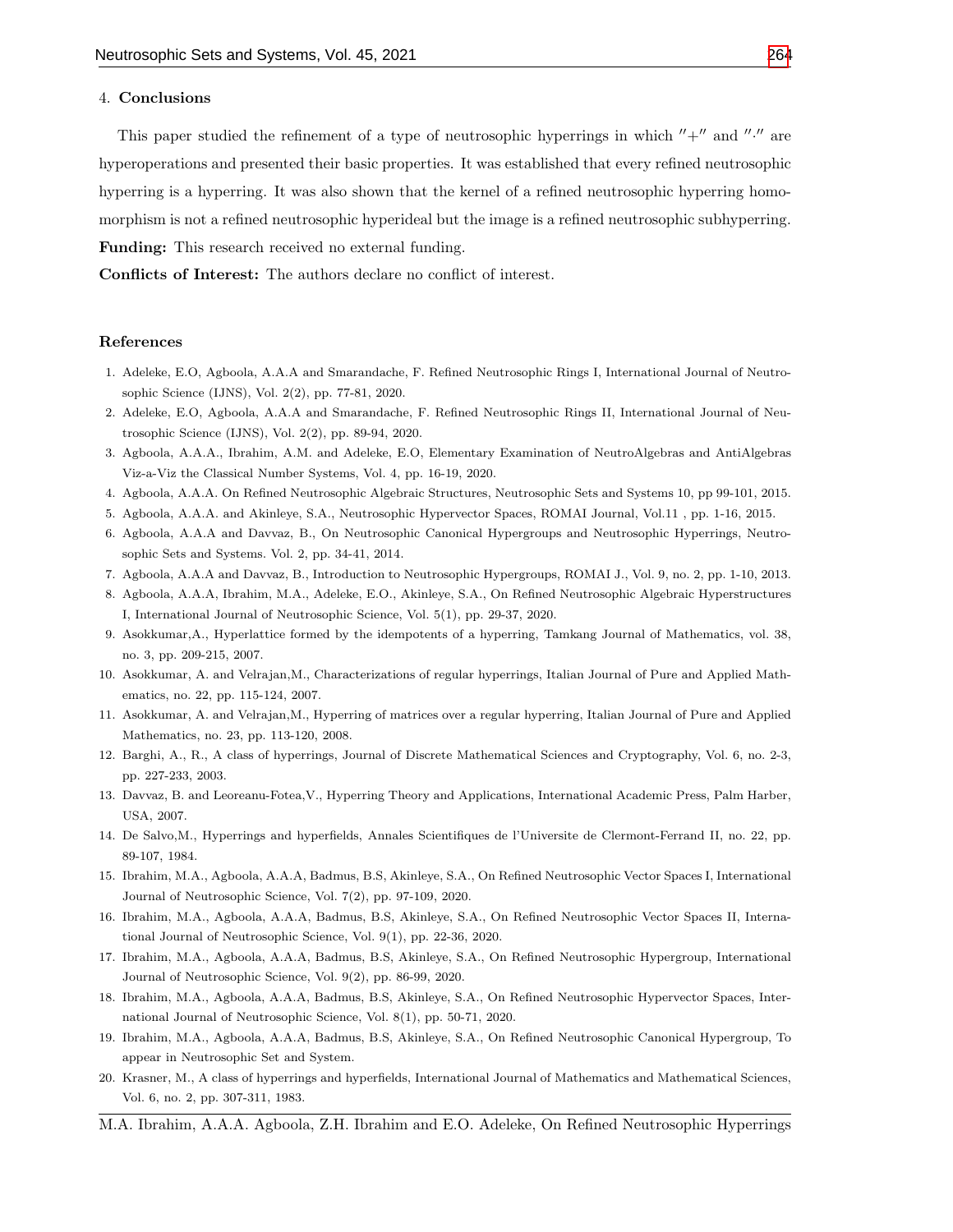## 4. Conclusions

This paper studied the refinement of a type of neutrosophic hyperrings in which $''+''$ and $''\cdot''$ are hyperoperations and presented their basic properties. It was established that every refined neutrosophic hyperring is a hyperring. It was also shown that the kernel of a refined neutrosophic hyperring homomorphism is not a refined neutrosophic hyperideal but the image is a refined neutrosophic subhyperring.

**Funding:** This research received no external funding.

**Conflicts of Interest:** The authors declare no conflict of interest.

## References

1. Adeleke, E.O, Agboola, A.A.A and Smarandache, F. Refined Neutrosophic Rings I, International Journal of Neutrosophic Science (IJNS), Vol. 2(2), pp. 77-81, 2020.
2. Adeleke, E.O, Agboola, A.A.A and Smarandache, F. Refined Neutrosophic Rings II, International Journal of Neutrosophic Science (IJNS), Vol. 2(2), pp. 89-94, 2020.
3. Agboola, A.A.A., Ibrahim, A.M. and Adeleke, E.O, Elementary Examination of NeutroAlgebras and AntiAlgebras Viz-a-Viz the Classical Number Systems, Vol. 4, pp. 16-19, 2020.
4. Agboola, A.A.A. On Refined Neutrosophic Algebraic Structures, Neutrosophic Sets and Systems 10, pp 99-101, 2015.
5. Agboola, A.A.A. and Akinleye, S.A., Neutrosophic Hypervector Spaces, ROMAI Journal, Vol.11 , pp. 1-16, 2015.
6. Agboola, A.A.A and Davvaz, B., On Neutrosophic Canonical Hypergroups and Neutrosophic Hyperrings, Neutrosophic Sets and Systems. Vol. 2, pp. 34-41, 2014.
7. Agboola, A.A.A and Davvaz, B., Introduction to Neutrosophic Hypergroups, ROMAI J., Vol. 9, no. 2, pp. 1-10, 2013.
8. Agboola, A.A.A, Ibrahim, M.A., Adeleke, E.O., Akinleye, S.A., On Refined Neutrosophic Algebraic Hyperstructures I, International Journal of Neutrosophic Science, Vol. 5(1), pp. 29-37, 2020.
9. Asokkumar,A., Hyperlattice formed by the idempotents of a hyperring, Tamkang Journal of Mathematics, vol. 38, no. 3, pp. 209-215, 2007.
10. Asokkumar, A. and Velrajan,M., Characterizations of regular hyperrings, Italian Journal of Pure and Applied Mathematics, no. 22, pp. 115-124, 2007.
11. Asokkumar, A. and Velrajan,M., Hyperring of matrices over a regular hyperring, Italian Journal of Pure and Applied Mathematics, no. 23, pp. 113-120, 2008.
12. Barghi, A., R., A class of hyperrings, Journal of Discrete Mathematical Sciences and Cryptography, Vol. 6, no. 2-3, pp. 227-233, 2003.
13. Davvaz, B. and Leoreanu-Fotea,V., Hyperring Theory and Applications, International Academic Press, Palm Harber, USA, 2007.
14. De Salvo,M., Hyperrings and hyperfields, Annales Scientifiques de l'Universite de Clermont-Ferrand II, no. 22, pp. 89-107, 1984.
15. Ibrahim, M.A., Agboola, A.A.A, Badmus, B.S, Akinleye, S.A., On Refined Neutrosophic Vector Spaces I, International Journal of Neutrosophic Science, Vol. 7(2), pp. 97-109, 2020.
16. Ibrahim, M.A., Agboola, A.A.A, Badmus, B.S, Akinleye, S.A., On Refined Neutrosophic Vector Spaces II, International Journal of Neutrosophic Science, Vol. 9(1), pp. 22-36, 2020.
17. Ibrahim, M.A., Agboola, A.A.A, Badmus, B.S, Akinleye, S.A., On Refined Neutrosophic Hypergroup, International Journal of Neutrosophic Science, Vol. 9(2), pp. 86-99, 2020.
18. Ibrahim, M.A., Agboola, A.A.A, Badmus, B.S, Akinleye, S.A., On Refined Neutrosophic Hypervector Spaces, International Journal of Neutrosophic Science, Vol. 8(1), pp. 50-71, 2020.
19. Ibrahim, M.A., Agboola, A.A.A, Badmus, B.S, Akinleye, S.A., On Refined Neutrosophic Canonical Hypergroup, To appear in Neutrosophic Set and System.
20. Krasner, M., A class of hyperrings and hyperfields, International Journal of Mathematics and Mathematical Sciences, Vol. 6, no. 2, pp. 307-311, 1983.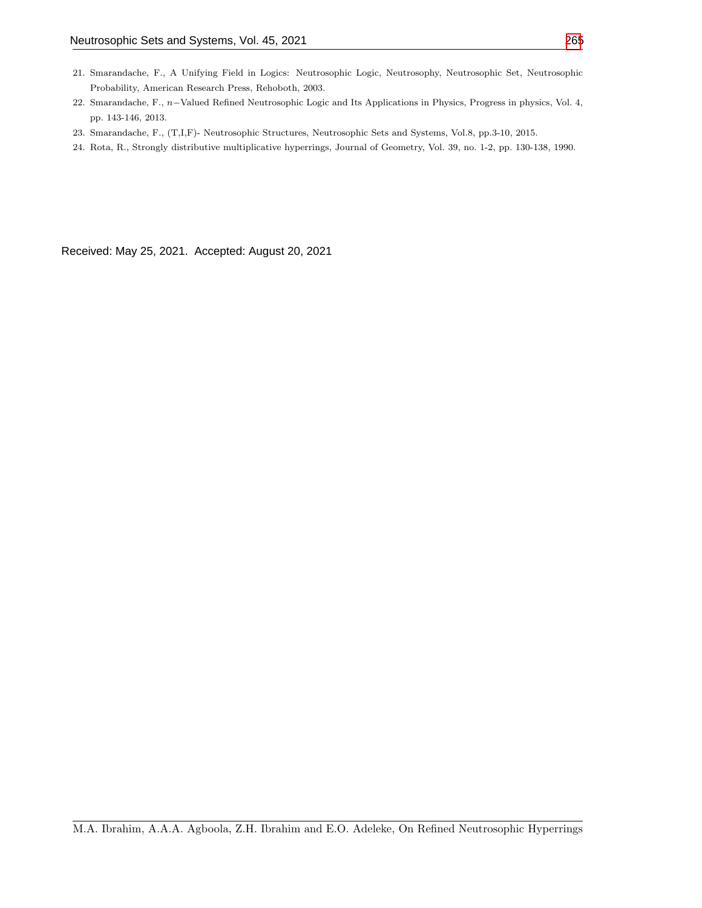21. Smarandache, F., A Unifying Field in Logics: Neutrosophic Logic, Neutrosophy, Neutrosophic Set, Neutrosophic Probability, American Research Press, Rehoboth, 2003.
22. Smarandache, F., $n-$Valued Refined Neutrosophic Logic and Its Applications in Physics, Progress in physics, Vol. 4, pp. 143-146, 2013.
23. Smarandache, F., (T,I,F)- Neutrosophic Structures, Neutrosophic Sets and Systems, Vol.8, pp.3-10, 2015.
24. Rota, R., Strongly distributive multiplicative hyperrings, Journal of Geometry, Vol. 39, no. 1-2, pp. 130-138, 1990.

Received: May 25, 2021. Accepted: August 20, 2021